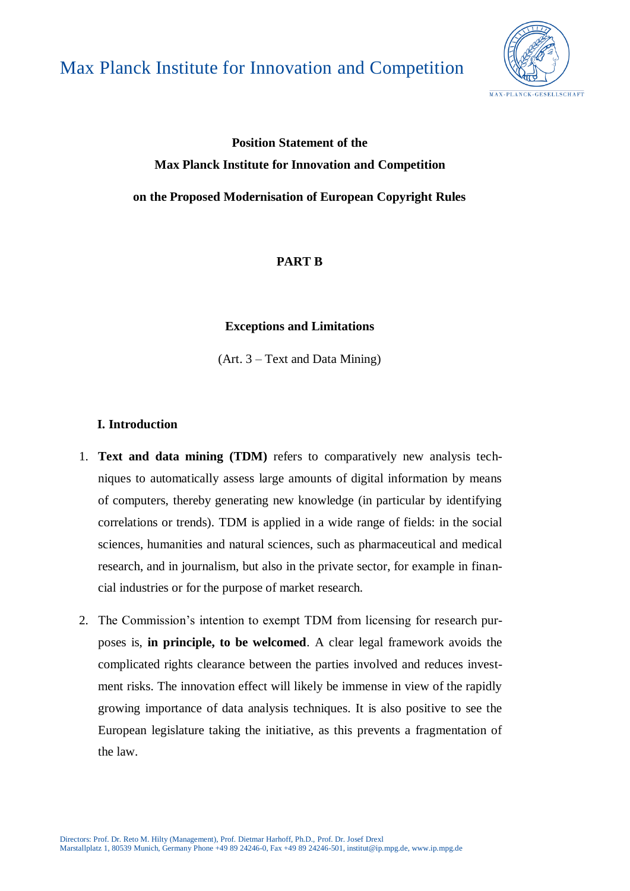Max Planck Institute for Innovation and Competition

**Position Statement of the**

**Max Planck Institute for Innovation and Competition**

**on the Proposed Modernisation of European Copyright Rules**

**PART B**

**Exceptions and Limitations**

(Art. 3 – Text and Data Mining)

## I. Introduction

1. **Text and data mining (TDM)** refers to comparatively new analysis techniques to automatically assess large amounts of digital information by means of computers, thereby generating new knowledge (in particular by identifying correlations or trends). TDM is applied in a wide range of fields: in the social sciences, humanities and natural sciences, such as pharmaceutical and medical research, and in journalism, but also in the private sector, for example in financial industries or for the purpose of market research.

2. The Commission's intention to exempt TDM from licensing for research purposes is, **in principle, to be welcomed**. A clear legal framework avoids the complicated rights clearance between the parties involved and reduces investment risks. The innovation effect will likely be immense in view of the rapidly growing importance of data analysis techniques. It is also positive to see the European legislature taking the initiative, as this prevents a fragmentation of the law.

Directors: Prof. Dr. Reto M. Hilty (Management), Prof. Dietmar Harhoff, Ph.D., Prof. Dr. Josef Drexl
Marstallplatz 1, 80539 Munich, Germany Phone +49 89 24246-0, Fax +49 89 24246-501, institut@ip.mpg.de, www.ip.mpg.de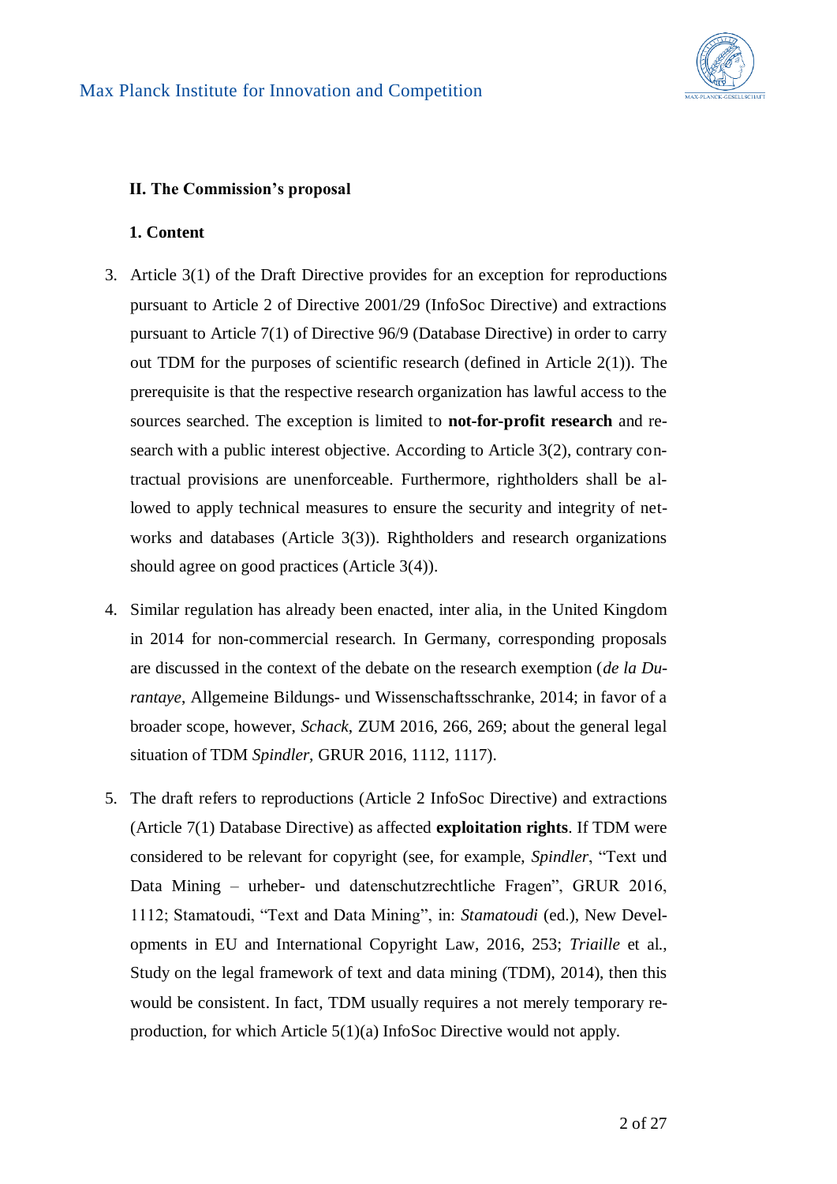## II. The Commission's proposal

### 1. Content

3. Article 3(1) of the Draft Directive provides for an exception for reproductions pursuant to Article 2 of Directive 2001/29 (InfoSoc Directive) and extractions pursuant to Article 7(1) of Directive 96/9 (Database Directive) in order to carry out TDM for the purposes of scientific research (defined in Article 2(1)). The prerequisite is that the respective research organization has lawful access to the sources searched. The exception is limited to **not-for-profit research** and research with a public interest objective. According to Article 3(2), contrary contractual provisions are unenforceable. Furthermore, rightholders shall be allowed to apply technical measures to ensure the security and integrity of networks and databases (Article 3(3)). Rightholders and research organizations should agree on good practices (Article 3(4)).

4. Similar regulation has already been enacted, inter alia, in the United Kingdom in 2014 for non-commercial research. In Germany, corresponding proposals are discussed in the context of the debate on the research exemption (*de la Durantaye*, Allgemeine Bildungs- und Wissenschaftsschranke, 2014; in favor of a broader scope, however, *Schack*, ZUM 2016, 266, 269; about the general legal situation of TDM *Spindler*, GRUR 2016, 1112, 1117).

5. The draft refers to reproductions (Article 2 InfoSoc Directive) and extractions (Article 7(1) Database Directive) as affected **exploitation rights**. If TDM were considered to be relevant for copyright (see, for example, *Spindler*, "Text und Data Mining – urheber- und datenschutzrechtliche Fragen", GRUR 2016, 1112; Stamatoudi, "Text and Data Mining", in: *Stamatoudi* (ed.), New Developments in EU and International Copyright Law, 2016, 253; *Triaille* et al., Study on the legal framework of text and data mining (TDM), 2014), then this would be consistent. In fact, TDM usually requires a not merely temporary reproduction, for which Article 5(1)(a) InfoSoc Directive would not apply.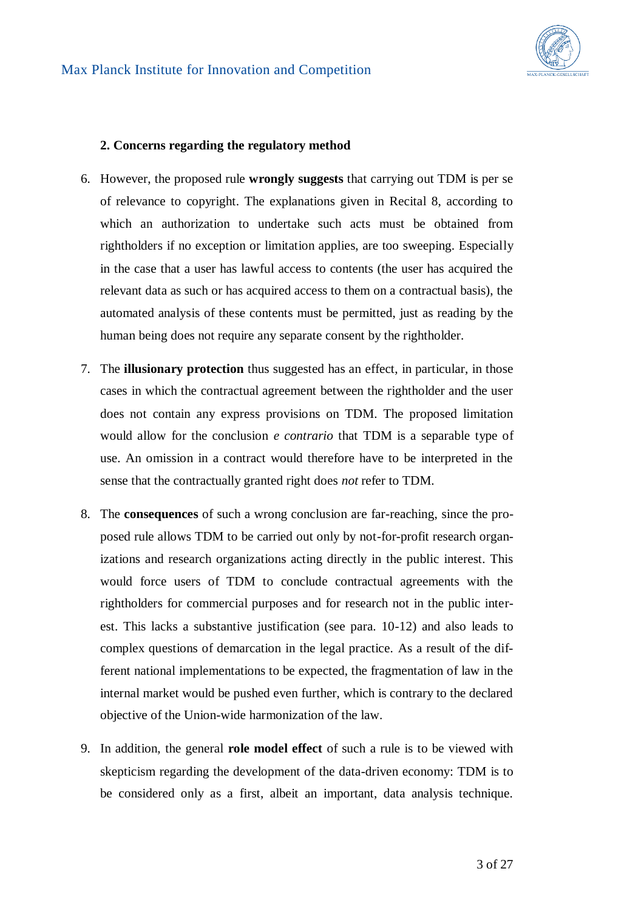### 2. Concerns regarding the regulatory method

6. However, the proposed rule **wrongly suggests** that carrying out TDM is per se of relevance to copyright. The explanations given in Recital 8, according to which an authorization to undertake such acts must be obtained from rightholders if no exception or limitation applies, are too sweeping. Especially in the case that a user has lawful access to contents (the user has acquired the relevant data as such or has acquired access to them on a contractual basis), the automated analysis of these contents must be permitted, just as reading by the human being does not require any separate consent by the rightholder.

7. The **illusionary protection** thus suggested has an effect, in particular, in those cases in which the contractual agreement between the rightholder and the user does not contain any express provisions on TDM. The proposed limitation would allow for the conclusion *e contrario* that TDM is a separable type of use. An omission in a contract would therefore have to be interpreted in the sense that the contractually granted right does *not* refer to TDM.

8. The **consequences** of such a wrong conclusion are far-reaching, since the proposed rule allows TDM to be carried out only by not-for-profit research organizations and research organizations acting directly in the public interest. This would force users of TDM to conclude contractual agreements with the rightholders for commercial purposes and for research not in the public interest. This lacks a substantive justification (see para. 10-12) and also leads to complex questions of demarcation in the legal practice. As a result of the different national implementations to be expected, the fragmentation of law in the internal market would be pushed even further, which is contrary to the declared objective of the Union-wide harmonization of the law.

9. In addition, the general **role model effect** of such a rule is to be viewed with skepticism regarding the development of the data-driven economy: TDM is to be considered only as a first, albeit an important, data analysis technique.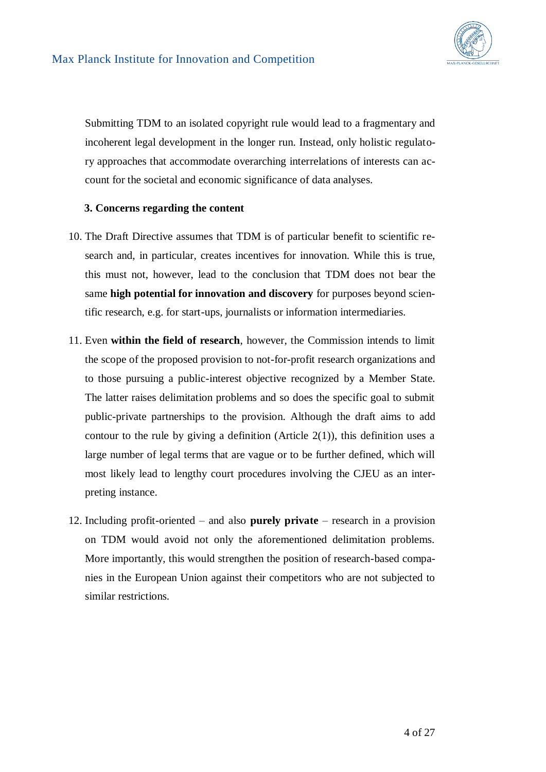Submitting TDM to an isolated copyright rule would lead to a fragmentary and incoherent legal development in the longer run. Instead, only holistic regulatory approaches that accommodate overarching interrelations of interests can account for the societal and economic significance of data analyses.

### 3. Concerns regarding the content

10. The Draft Directive assumes that TDM is of particular benefit to scientific research and, in particular, creates incentives for innovation. While this is true, this must not, however, lead to the conclusion that TDM does not bear the same **high potential for innovation and discovery** for purposes beyond scientific research, e.g. for start-ups, journalists or information intermediaries.

11. Even **within the field of research**, however, the Commission intends to limit the scope of the proposed provision to not-for-profit research organizations and to those pursuing a public-interest objective recognized by a Member State. The latter raises delimitation problems and so does the specific goal to submit public-private partnerships to the provision. Although the draft aims to add contour to the rule by giving a definition (Article 2(1)), this definition uses a large number of legal terms that are vague or to be further defined, which will most likely lead to lengthy court procedures involving the CJEU as an interpreting instance.

12. Including profit-oriented – and also **purely private** – research in a provision on TDM would avoid not only the aforementioned delimitation problems. More importantly, this would strengthen the position of research-based companies in the European Union against their competitors who are not subjected to similar restrictions.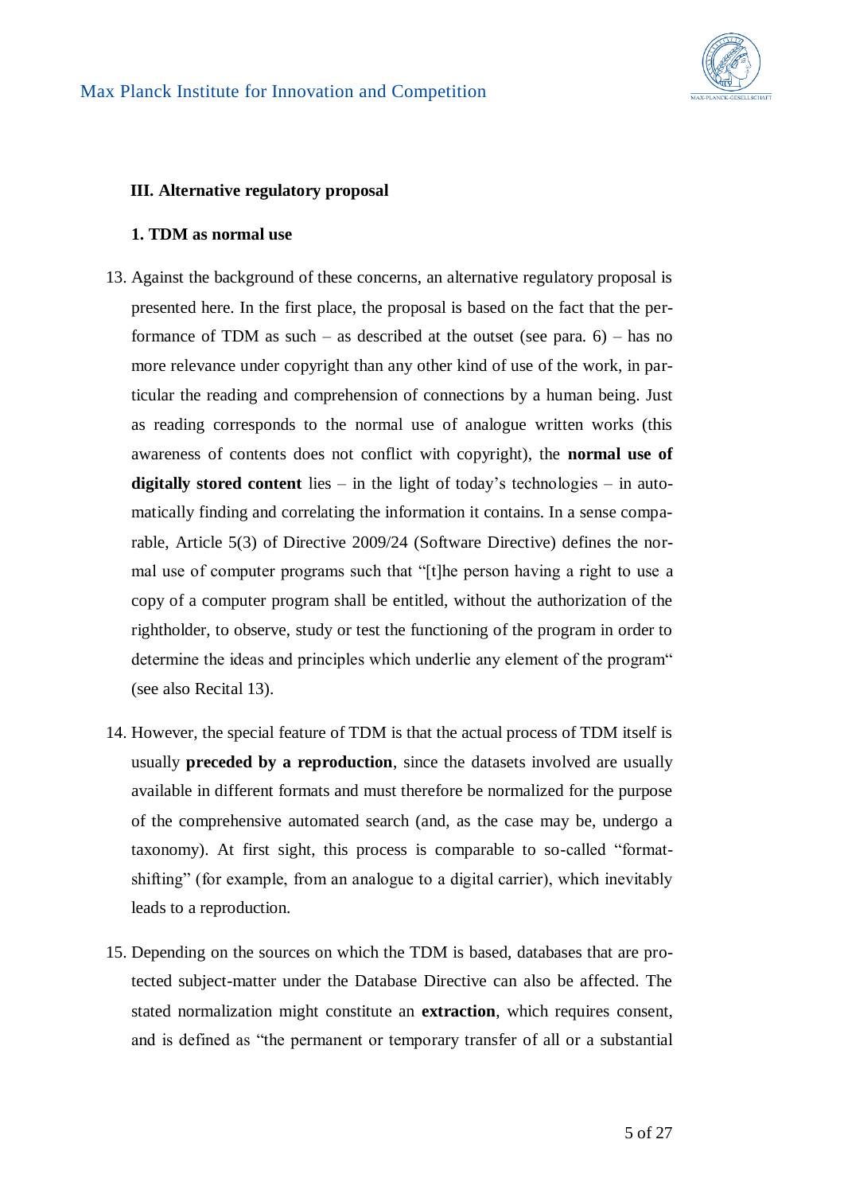### III. Alternative regulatory proposal

#### 1. TDM as normal use

13. Against the background of these concerns, an alternative regulatory proposal is presented here. In the first place, the proposal is based on the fact that the performance of TDM as such – as described at the outset (see para. 6) – has no more relevance under copyright than any other kind of use of the work, in particular the reading and comprehension of connections by a human being. Just as reading corresponds to the normal use of analogue written works (this awareness of contents does not conflict with copyright), the **normal use of digitally stored content** lies – in the light of today's technologies – in automatically finding and correlating the information it contains. In a sense comparable, Article 5(3) of Directive 2009/24 (Software Directive) defines the normal use of computer programs such that "[t]he person having a right to use a copy of a computer program shall be entitled, without the authorization of the rightholder, to observe, study or test the functioning of the program in order to determine the ideas and principles which underlie any element of the program" (see also Recital 13).

14. However, the special feature of TDM is that the actual process of TDM itself is usually **preceded by a reproduction**, since the datasets involved are usually available in different formats and must therefore be normalized for the purpose of the comprehensive automated search (and, as the case may be, undergo a taxonomy). At first sight, this process is comparable to so-called "format-shifting" (for example, from an analogue to a digital carrier), which inevitably leads to a reproduction.

15. Depending on the sources on which the TDM is based, databases that are protected subject-matter under the Database Directive can also be affected. The stated normalization might constitute an **extraction**, which requires consent, and is defined as "the permanent or temporary transfer of all or a substantial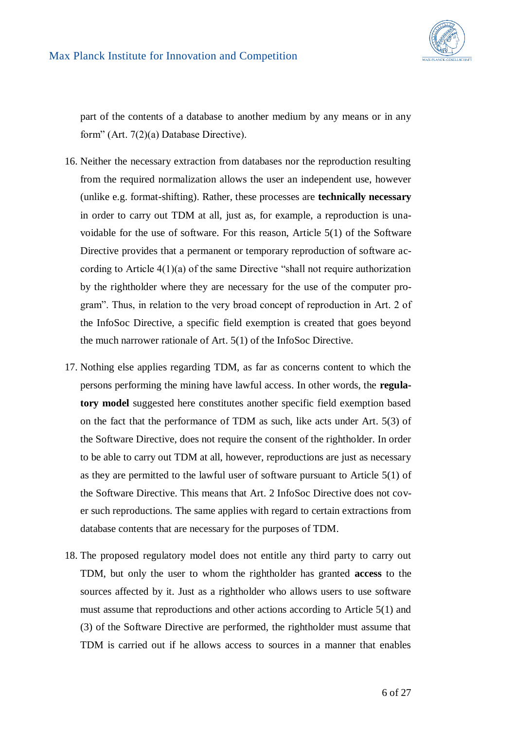part of the contents of a database to another medium by any means or in any form" (Art. 7(2)(a) Database Directive).

16. Neither the necessary extraction from databases nor the reproduction resulting from the required normalization allows the user an independent use, however (unlike e.g. format-shifting). Rather, these processes are **technically necessary** in order to carry out TDM at all, just as, for example, a reproduction is unavoidable for the use of software. For this reason, Article 5(1) of the Software Directive provides that a permanent or temporary reproduction of software according to Article 4(1)(a) of the same Directive "shall not require authorization by the rightholder where they are necessary for the use of the computer program". Thus, in relation to the very broad concept of reproduction in Art. 2 of the InfoSoc Directive, a specific field exemption is created that goes beyond the much narrower rationale of Art. 5(1) of the InfoSoc Directive.

17. Nothing else applies regarding TDM, as far as concerns content to which the persons performing the mining have lawful access. In other words, the **regulatory model** suggested here constitutes another specific field exemption based on the fact that the performance of TDM as such, like acts under Art. 5(3) of the Software Directive, does not require the consent of the rightholder. In order to be able to carry out TDM at all, however, reproductions are just as necessary as they are permitted to the lawful user of software pursuant to Article 5(1) of the Software Directive. This means that Art. 2 InfoSoc Directive does not cover such reproductions. The same applies with regard to certain extractions from database contents that are necessary for the purposes of TDM.

18. The proposed regulatory model does not entitle any third party to carry out TDM, but only the user to whom the rightholder has granted **access** to the sources affected by it. Just as a rightholder who allows users to use software must assume that reproductions and other actions according to Article 5(1) and (3) of the Software Directive are performed, the rightholder must assume that TDM is carried out if he allows access to sources in a manner that enables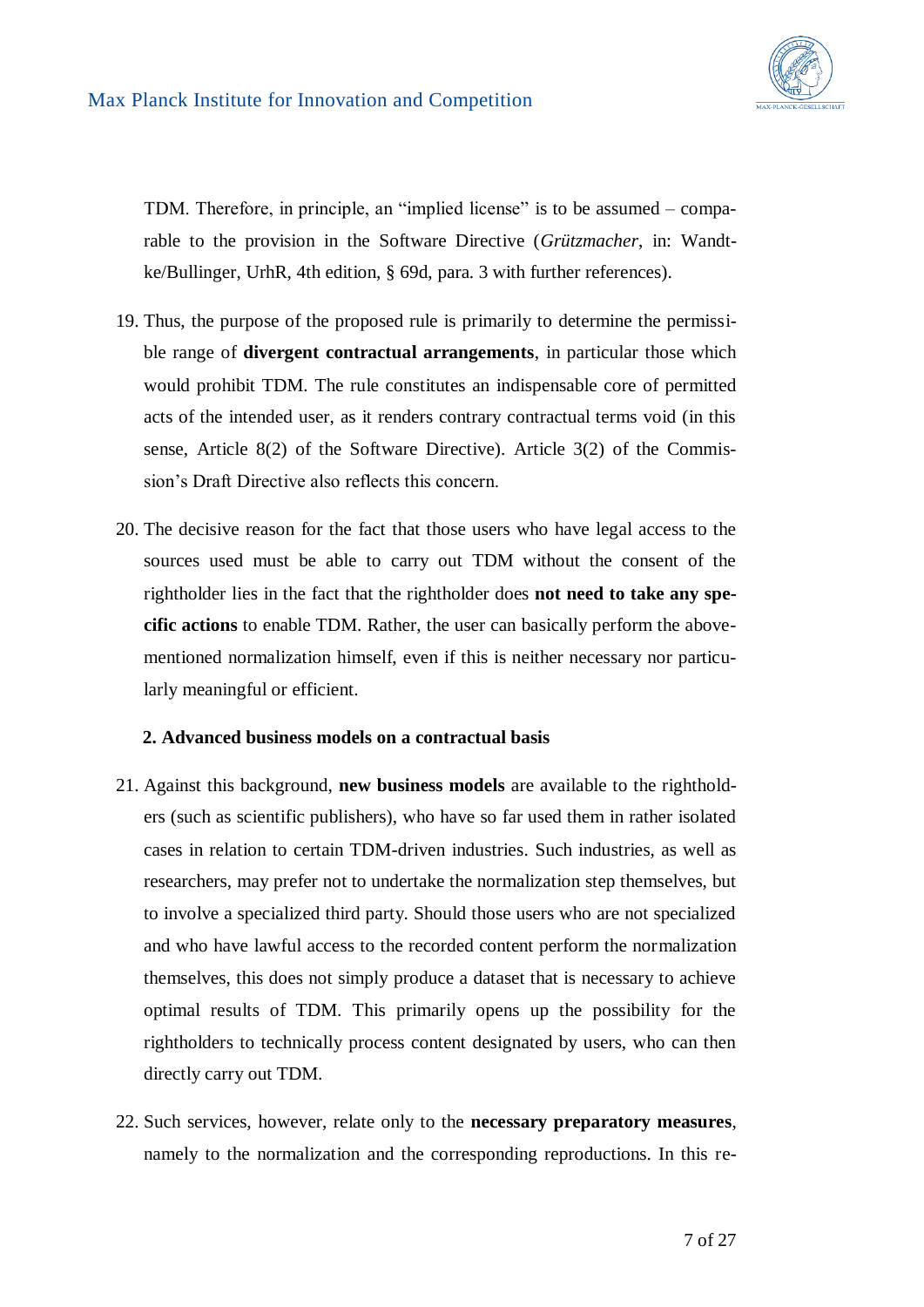TDM. Therefore, in principle, an "implied license" is to be assumed – comparable to the provision in the Software Directive (*Grützmacher*, in: Wandtke/Bullinger, UrhR, 4th edition, § 69d, para. 3 with further references).

19. Thus, the purpose of the proposed rule is primarily to determine the permissible range of **divergent contractual arrangements**, in particular those which would prohibit TDM. The rule constitutes an indispensable core of permitted acts of the intended user, as it renders contrary contractual terms void (in this sense, Article 8(2) of the Software Directive). Article 3(2) of the Commission's Draft Directive also reflects this concern.

20. The decisive reason for the fact that those users who have legal access to the sources used must be able to carry out TDM without the consent of the rightholder lies in the fact that the rightholder does **not need to take any specific actions** to enable TDM. Rather, the user can basically perform the above-mentioned normalization himself, even if this is neither necessary nor particularly meaningful or efficient.

### 2. Advanced business models on a contractual basis

21. Against this background, **new business models** are available to the rightholders (such as scientific publishers), who have so far used them in rather isolated cases in relation to certain TDM-driven industries. Such industries, as well as researchers, may prefer not to undertake the normalization step themselves, but to involve a specialized third party. Should those users who are not specialized and who have lawful access to the recorded content perform the normalization themselves, this does not simply produce a dataset that is necessary to achieve optimal results of TDM. This primarily opens up the possibility for the rightholders to technically process content designated by users, who can then directly carry out TDM.

22. Such services, however, relate only to the **necessary preparatory measures**, namely to the normalization and the corresponding reproductions. In this re-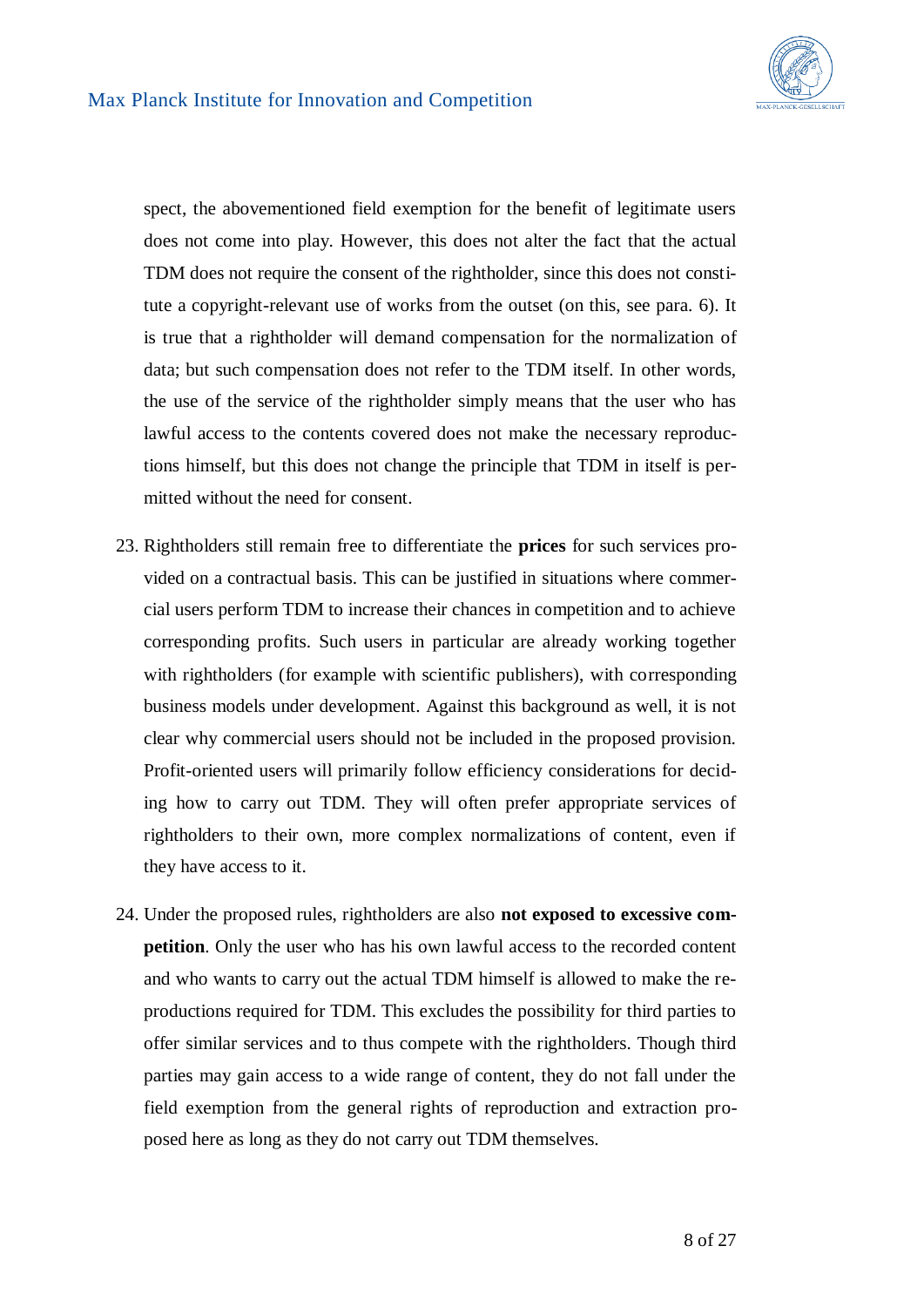spect, the abovementioned field exemption for the benefit of legitimate users does not come into play. However, this does not alter the fact that the actual TDM does not require the consent of the rightholder, since this does not constitute a copyright-relevant use of works from the outset (on this, see para. 6). It is true that a rightholder will demand compensation for the normalization of data; but such compensation does not refer to the TDM itself. In other words, the use of the service of the rightholder simply means that the user who has lawful access to the contents covered does not make the necessary reproductions himself, but this does not change the principle that TDM in itself is permitted without the need for consent.

23. Rightholders still remain free to differentiate the **prices** for such services provided on a contractual basis. This can be justified in situations where commercial users perform TDM to increase their chances in competition and to achieve corresponding profits. Such users in particular are already working together with rightholders (for example with scientific publishers), with corresponding business models under development. Against this background as well, it is not clear why commercial users should not be included in the proposed provision. Profit-oriented users will primarily follow efficiency considerations for deciding how to carry out TDM. They will often prefer appropriate services of rightholders to their own, more complex normalizations of content, even if they have access to it.

24. Under the proposed rules, rightholders are also **not exposed to excessive competition**. Only the user who has his own lawful access to the recorded content and who wants to carry out the actual TDM himself is allowed to make the reproductions required for TDM. This excludes the possibility for third parties to offer similar services and to thus compete with the rightholders. Though third parties may gain access to a wide range of content, they do not fall under the field exemption from the general rights of reproduction and extraction proposed here as long as they do not carry out TDM themselves.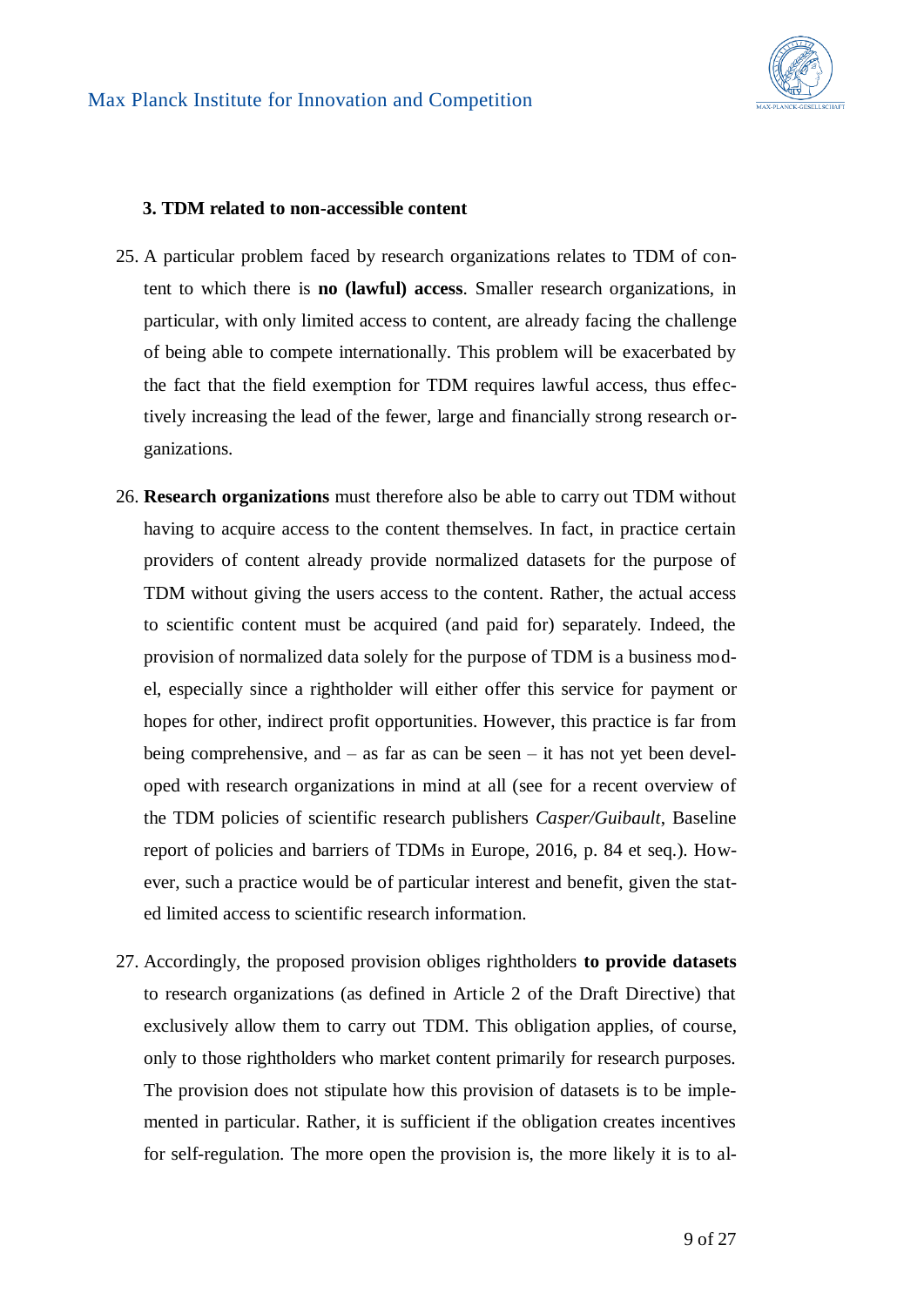### 3. TDM related to non-accessible content

25. A particular problem faced by research organizations relates to TDM of content to which there is **no (lawful) access**. Smaller research organizations, in particular, with only limited access to content, are already facing the challenge of being able to compete internationally. This problem will be exacerbated by the fact that the field exemption for TDM requires lawful access, thus effectively increasing the lead of the fewer, large and financially strong research organizations.

26. **Research organizations** must therefore also be able to carry out TDM without having to acquire access to the content themselves. In fact, in practice certain providers of content already provide normalized datasets for the purpose of TDM without giving the users access to the content. Rather, the actual access to scientific content must be acquired (and paid for) separately. Indeed, the provision of normalized data solely for the purpose of TDM is a business model, especially since a rightholder will either offer this service for payment or hopes for other, indirect profit opportunities. However, this practice is far from being comprehensive, and – as far as can be seen – it has not yet been developed with research organizations in mind at all (see for a recent overview of the TDM policies of scientific research publishers *Casper/Guibault*, Baseline report of policies and barriers of TDMs in Europe, 2016, p. 84 et seq.). However, such a practice would be of particular interest and benefit, given the stated limited access to scientific research information.

27. Accordingly, the proposed provision obliges rightholders **to provide datasets** to research organizations (as defined in Article 2 of the Draft Directive) that exclusively allow them to carry out TDM. This obligation applies, of course, only to those rightholders who market content primarily for research purposes. The provision does not stipulate how this provision of datasets is to be implemented in particular. Rather, it is sufficient if the obligation creates incentives for self-regulation. The more open the provision is, the more likely it is to al-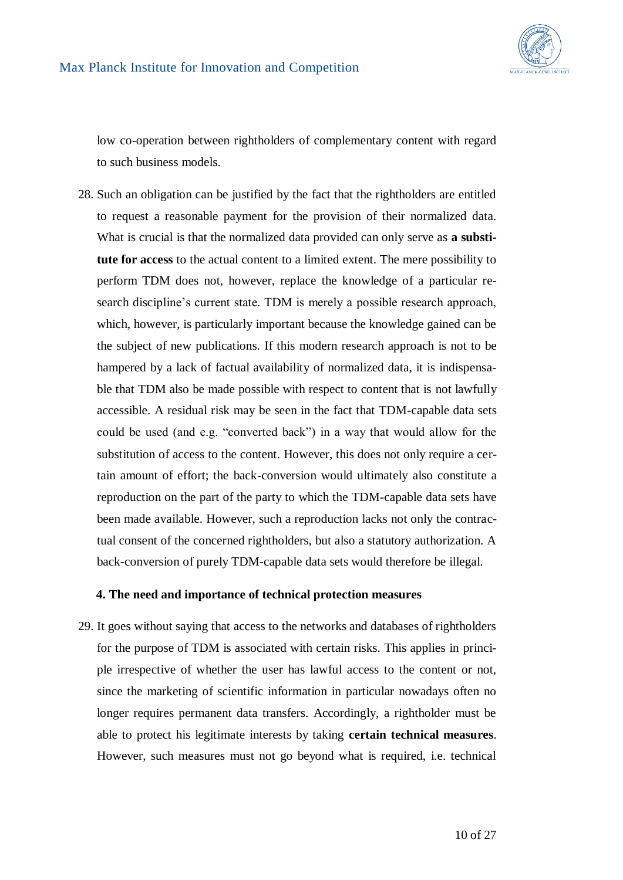low co-operation between rightholders of complementary content with regard to such business models.

28. Such an obligation can be justified by the fact that the rightholders are entitled to request a reasonable payment for the provision of their normalized data. What is crucial is that the normalized data provided can only serve as **a substitute for access** to the actual content to a limited extent. The mere possibility to perform TDM does not, however, replace the knowledge of a particular research discipline's current state. TDM is merely a possible research approach, which, however, is particularly important because the knowledge gained can be the subject of new publications. If this modern research approach is not to be hampered by a lack of factual availability of normalized data, it is indispensable that TDM also be made possible with respect to content that is not lawfully accessible. A residual risk may be seen in the fact that TDM-capable data sets could be used (and e.g. "converted back") in a way that would allow for the substitution of access to the content. However, this does not only require a certain amount of effort; the back-conversion would ultimately also constitute a reproduction on the part of the party to which the TDM-capable data sets have been made available. However, such a reproduction lacks not only the contractual consent of the concerned rightholders, but also a statutory authorization. A back-conversion of purely TDM-capable data sets would therefore be illegal.

#### 4. The need and importance of technical protection measures

29. It goes without saying that access to the networks and databases of rightholders for the purpose of TDM is associated with certain risks. This applies in principle irrespective of whether the user has lawful access to the content or not, since the marketing of scientific information in particular nowadays often no longer requires permanent data transfers. Accordingly, a rightholder must be able to protect his legitimate interests by taking **certain technical measures**. However, such measures must not go beyond what is required, i.e. technical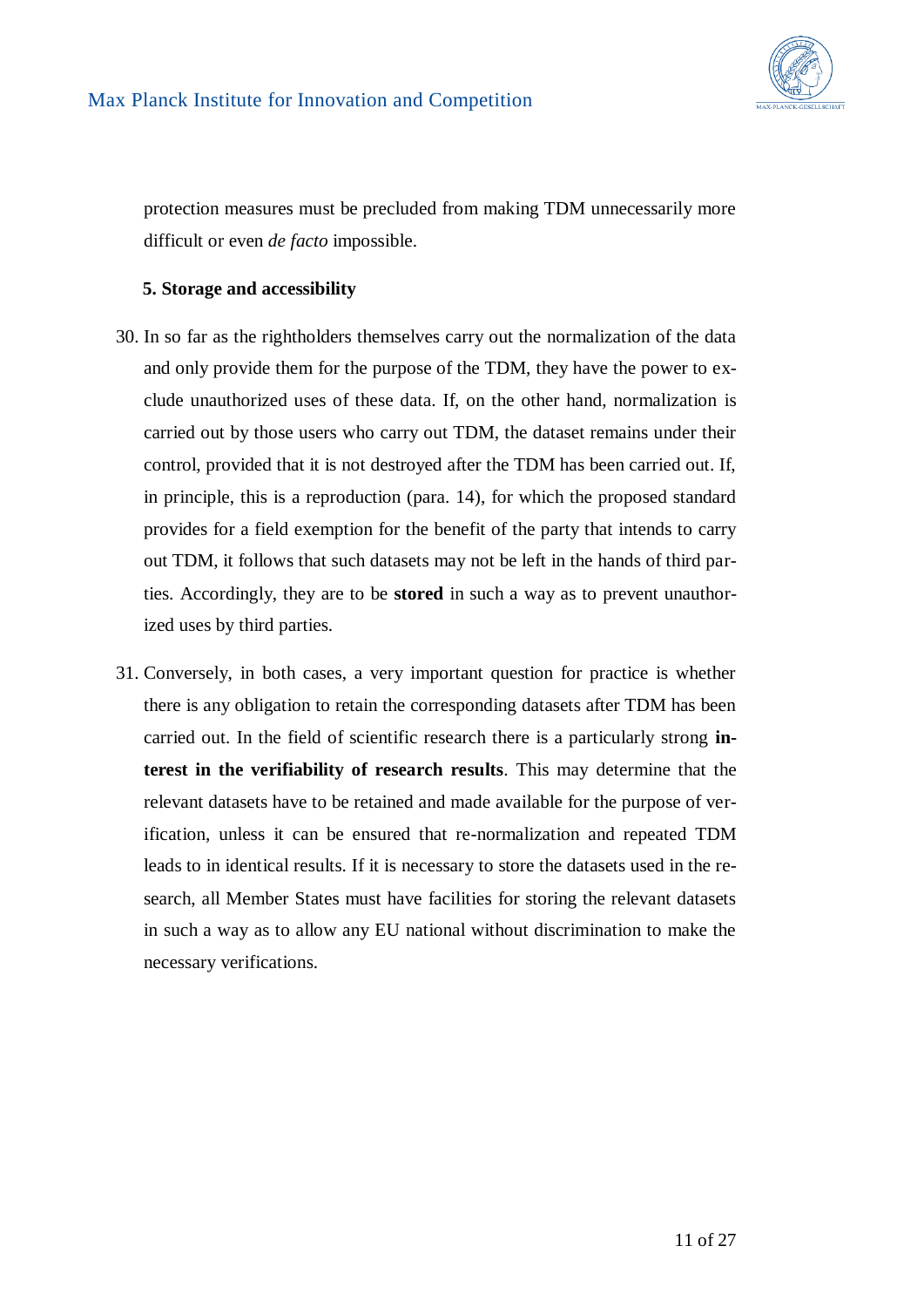protection measures must be precluded from making TDM unnecessarily more difficult or even *de facto* impossible.

### 5. Storage and accessibility

30. In so far as the rightholders themselves carry out the normalization of the data and only provide them for the purpose of the TDM, they have the power to exclude unauthorized uses of these data. If, on the other hand, normalization is carried out by those users who carry out TDM, the dataset remains under their control, provided that it is not destroyed after the TDM has been carried out. If, in principle, this is a reproduction (para. 14), for which the proposed standard provides for a field exemption for the benefit of the party that intends to carry out TDM, it follows that such datasets may not be left in the hands of third parties. Accordingly, they are to be **stored** in such a way as to prevent unauthorized uses by third parties.

31. Conversely, in both cases, a very important question for practice is whether there is any obligation to retain the corresponding datasets after TDM has been carried out. In the field of scientific research there is a particularly strong **interest in the verifiability of research results**. This may determine that the relevant datasets have to be retained and made available for the purpose of verification, unless it can be ensured that re-normalization and repeated TDM leads to in identical results. If it is necessary to store the datasets used in the research, all Member States must have facilities for storing the relevant datasets in such a way as to allow any EU national without discrimination to make the necessary verifications.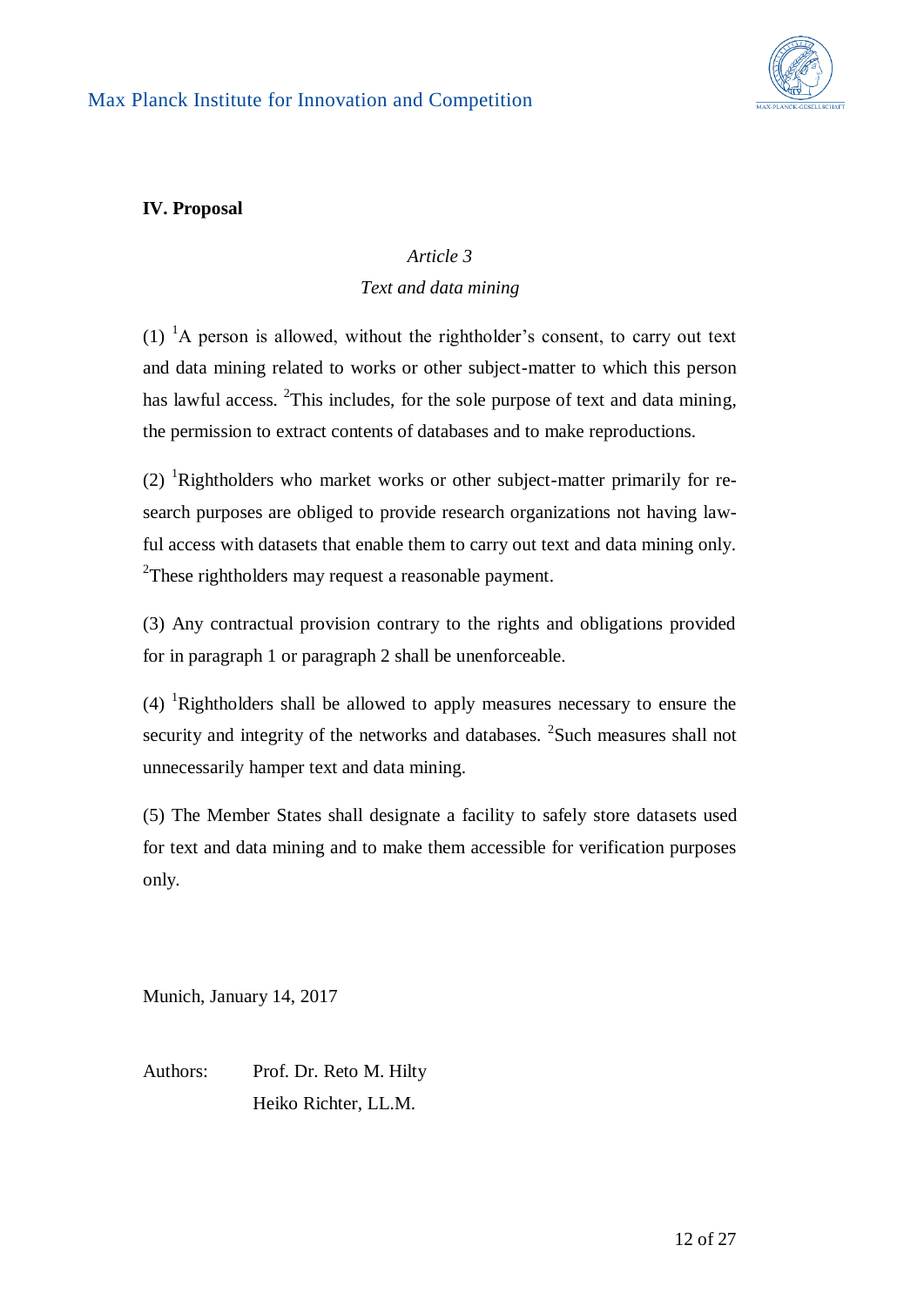## IV. Proposal

*Article 3*

*Text and data mining*

(1) [1]A person is allowed, without the rightholder's consent, to carry out text and data mining related to works or other subject-matter to which this person has lawful access. [2]This includes, for the sole purpose of text and data mining, the permission to extract contents of databases and to make reproductions.

(2) [1]Rightholders who market works or other subject-matter primarily for research purposes are obliged to provide research organizations not having lawful access with datasets that enable them to carry out text and data mining only. [2]These rightholders may request a reasonable payment.

(3) Any contractual provision contrary to the rights and obligations provided for in paragraph 1 or paragraph 2 shall be unenforceable.

(4) [1]Rightholders shall be allowed to apply measures necessary to ensure the security and integrity of the networks and databases. [2]Such measures shall not unnecessarily hamper text and data mining.

(5) The Member States shall designate a facility to safely store datasets used for text and data mining and to make them accessible for verification purposes only.

Munich, January 14, 2017

Authors: Prof. Dr. Reto M. Hilty
Heiko Richter, LL.M.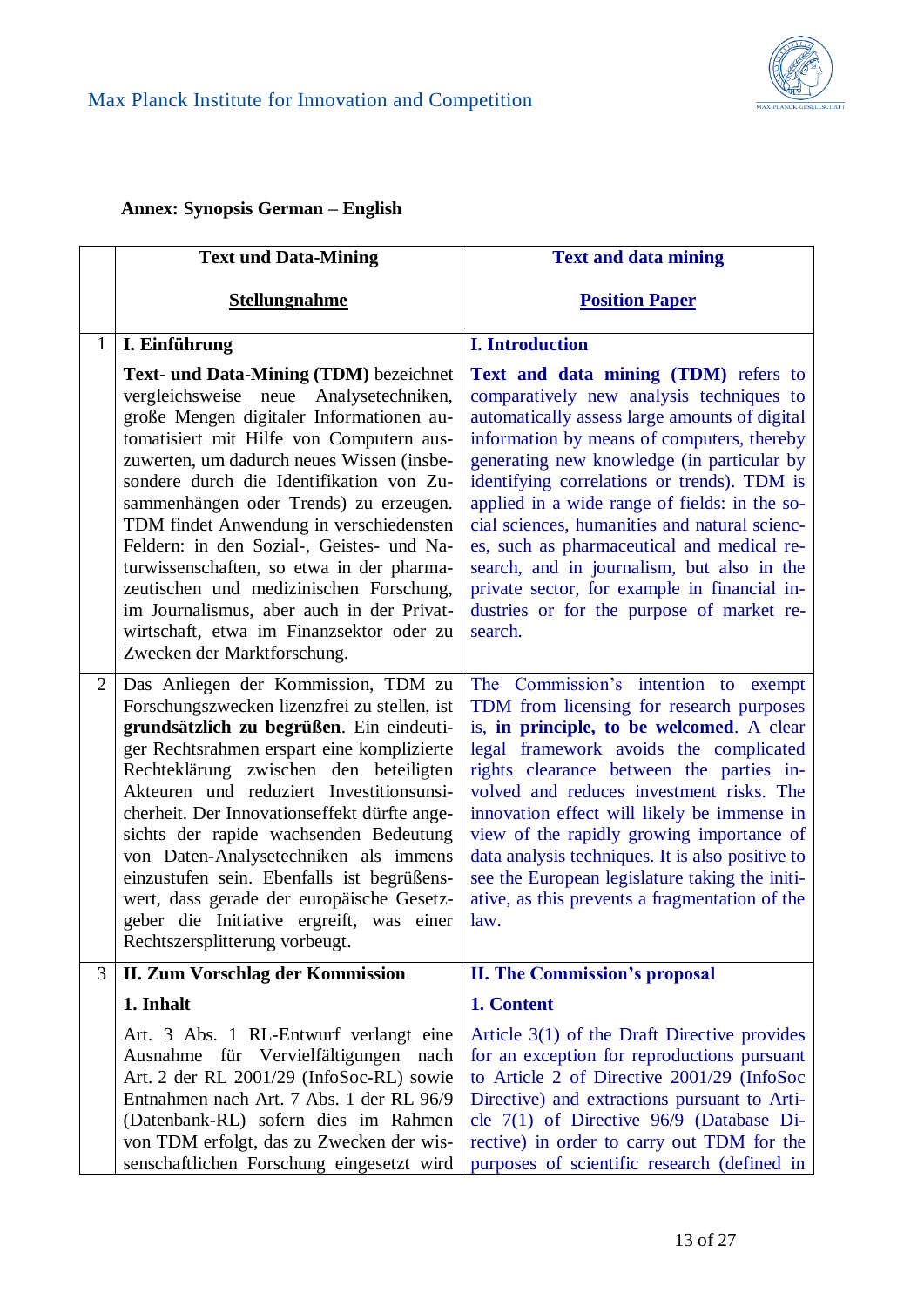## Annex: Synopsis German – English

| | **Text und Data-Mining**<br><br>**Stellungnahme** | **Text and data mining**<br><br>**Position Paper** |
|---|---|---|
| 1 | **I. Einführung**<br><br>**Text- und Data-Mining (TDM)** bezeichnet vergleichsweise neue Analysetechniken, große Mengen digitaler Informationen automatisiert mit Hilfe von Computern auszuwerten, um dadurch neues Wissen (insbesondere durch die Identifikation von Zusammenhängen oder Trends) zu erzeugen. TDM findet Anwendung in verschiedensten Feldern: in den Sozial-, Geistes- und Naturwissenschaften, so etwa in der pharmazeutischen und medizinischen Forschung, im Journalismus, aber auch in der Privatwirtschaft, etwa im Finanzsektor oder zu Zwecken der Marktforschung. | **I. Introduction**<br><br>**Text and data mining (TDM)** refers to comparatively new analysis techniques to automatically assess large amounts of digital information by means of computers, thereby generating new knowledge (in particular by identifying correlations or trends). TDM is applied in a wide range of fields: in the social sciences, humanities and natural sciences, such as pharmaceutical and medical research, and in journalism, but also in the private sector, for example in financial industries or for the purpose of market research. |
| 2 | Das Anliegen der Kommission, TDM zu Forschungszwecken lizenzfrei zu stellen, ist **grundsätzlich zu begrüßen**. Ein eindeutiger Rechtsrahmen erspart eine komplizierte Rechteklärung zwischen den beteiligten Akteuren und reduziert Investitionsunsicherheit. Der Innovationseffekt dürfte angesichts der rapide wachsenden Bedeutung von Daten-Analysetechniken als immens einzustufen sein. Ebenfalls ist begrüßenswert, dass gerade der europäische Gesetzgeber die Initiative ergreift, was einer Rechtszersplitterung vorbeugt. | The Commission's intention to exempt TDM from licensing for research purposes is, **in principle, to be welcomed**. A clear legal framework avoids the complicated rights clearance between the parties involved and reduces investment risks. The innovation effect will likely be immense in view of the rapidly growing importance of data analysis techniques. It is also positive to see the European legislature taking the initiative, as this prevents a fragmentation of the law. |
| 3 | **II. Zum Vorschlag der Kommission**<br><br>**1. Inhalt**<br><br>Art. 3 Abs. 1 RL-Entwurf verlangt eine Ausnahme für Vervielfältigungen nach Art. 2 der RL 2001/29 (InfoSoc-RL) sowie Entnahmen nach Art. 7 Abs. 1 der RL 96/9 (Datenbank-RL) sofern dies im Rahmen von TDM erfolgt, das zu Zwecken der wissenschaftlichen Forschung eingesetzt wird | **II. The Commission's proposal**<br><br>**1. Content**<br><br>Article 3(1) of the Draft Directive provides for an exception for reproductions pursuant to Article 2 of Directive 2001/29 (InfoSoc Directive) and extractions pursuant to Article 7(1) of Directive 96/9 (Database Directive) in order to carry out TDM for the purposes of scientific research (defined in |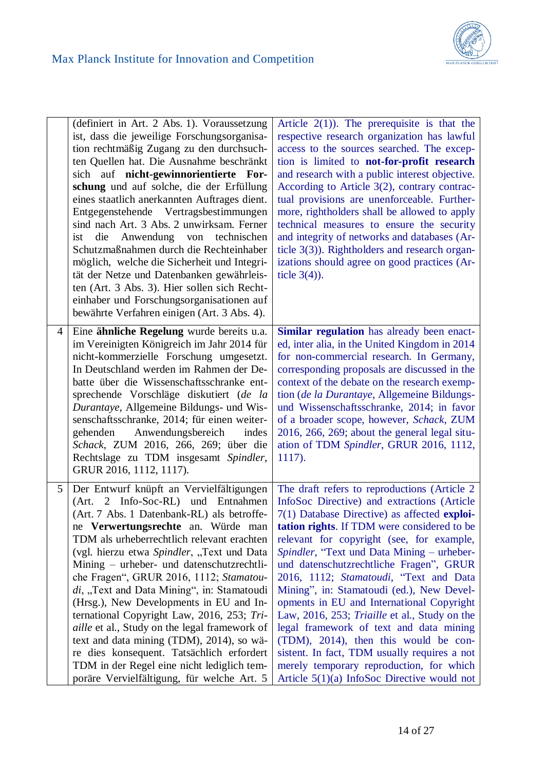| | | |
|---|---|---|
| | (definiert in Art. 2 Abs. 1). Voraussetzung ist, dass die jeweilige Forschungsorganisation rechtmäßig Zugang zu den durchsuchten Quellen hat. Die Ausnahme beschränkt sich auf **nicht-gewinnorientierte Forschung** und auf solche, die der Erfüllung eines staatlich anerkannten Auftrages dient. Entgegenstehende Vertragsbestimmungen sind nach Art. 3 Abs. 2 unwirksam. Ferner ist die Anwendung von technischen Schutzmaßnahmen durch die Rechteinhaber möglich, welche die Sicherheit und Integrität der Netze und Datenbanken gewährleisten (Art. 3 Abs. 3). Hier sollen sich Rechteinhaber und Forschungsorganisationen auf bewährte Verfahren einigen (Art. 3 Abs. 4). | Article 2(1)). The prerequisite is that the respective research organization has lawful access to the sources searched. The exception is limited to **not-for-profit research** and research with a public interest objective. According to Article 3(2), contrary contractual provisions are unenforceable. Furthermore, rightholders shall be allowed to apply technical measures to ensure the security and integrity of networks and databases (Article 3(3)). Rightholders and research organizations should agree on good practices (Article 3(4)). |
| 4 | Eine **ähnliche Regelung** wurde bereits u.a. im Vereinigten Königreich im Jahr 2014 für nicht-kommerzielle Forschung umgesetzt. In Deutschland werden im Rahmen der Debatte über die Wissenschaftsschranke entsprechende Vorschläge diskutiert (*de la Durantaye*, Allgemeine Bildungs- und Wissenschaftsschranke, 2014; für einen weitergehenden Anwendungsbereich indes *Schack*, ZUM 2016, 266, 269; über die Rechtslage zu TDM insgesamt *Spindler*, GRUR 2016, 1112, 1117). | **Similar regulation** has already been enacted, inter alia, in the United Kingdom in 2014 for non-commercial research. In Germany, corresponding proposals are discussed in the context of the debate on the research exemption (*de la Durantaye*, Allgemeine Bildungs- und Wissenschaftsschranke, 2014; in favor of a broader scope, however, *Schack*, ZUM 2016, 266, 269; about the general legal situation of TDM *Spindler*, GRUR 2016, 1112, 1117). |
| 5 | Der Entwurf knüpft an Vervielfältigungen (Art. 2 Info-Soc-RL) und Entnahmen (Art. 7 Abs. 1 Datenbank-RL) als betroffene **Verwertungsrechte** an. Würde man TDM als urheberrechtlich relevant erachten (vgl. hierzu etwa *Spindler*, „Text und Data Mining – urheber- und datenschutzrechtliche Fragen“, GRUR 2016, 1112; *Stamatoudi*, „Text and Data Mining“, in: Stamatoudi (Hrsg.), New Developments in EU and International Copyright Law, 2016, 253; *Triaille* et al., Study on the legal framework of text and data mining (TDM), 2014), so wäre dies konsequent. Tatsächlich erfordert TDM in der Regel eine nicht lediglich temporäre Vervielfältigung, für welche Art. 5 | The draft refers to reproductions (Article 2 InfoSoc Directive) and extractions (Article 7(1) Database Directive) as affected **exploitation rights**. If TDM were considered to be relevant for copyright (see, for example, *Spindler*, “Text und Data Mining – urheber- und datenschutzrechtliche Fragen”, GRUR 2016, 1112; *Stamatoudi*, “Text and Data Mining”, in: Stamatoudi (ed.), New Developments in EU and International Copyright Law, 2016, 253; *Triaille* et al., Study on the legal framework of text and data mining (TDM), 2014), then this would be consistent. In fact, TDM usually requires a not merely temporary reproduction, for which Article 5(1)(a) InfoSoc Directive would not |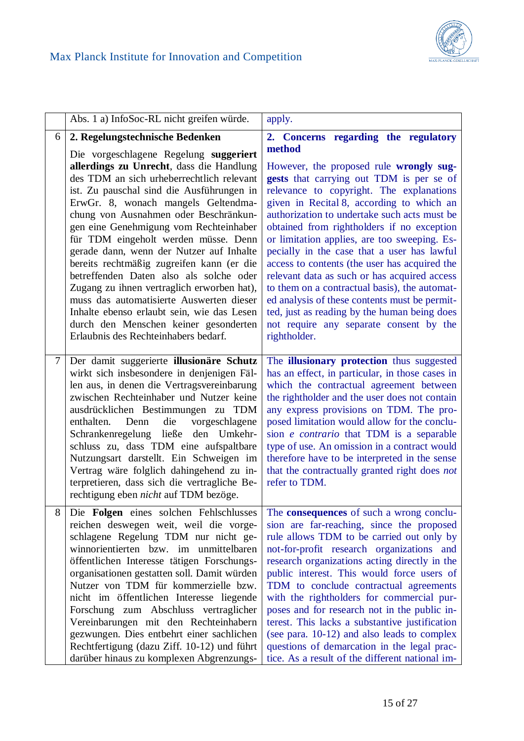| | | |
|---|---|---|
| | Abs. 1 a) InfoSoc-RL nicht greifen würde. | apply. |
| 6 | **2. Regelungstechnische Bedenken**<br><br>Die vorgeschlagene Regelung **suggeriert allerdings zu Unrecht**, dass die Handlung des TDM an sich urheberrechtlich relevant ist. Zu pauschal sind die Ausführungen in ErwGr. 8, wonach mangels Geltendmachung von Ausnahmen oder Beschränkungen eine Genehmigung vom Rechteinhaber für TDM eingeholt werden müsse. Denn gerade dann, wenn der Nutzer auf Inhalte bereits rechtmäßig zugreifen kann (er die betreffenden Daten also als solche oder Zugang zu ihnen vertraglich erworben hat), muss das automatisierte Auswerten dieser Inhalte ebenso erlaubt sein, wie das Lesen durch den Menschen keiner gesonderten Erlaubnis des Rechteinhabers bedarf. | **2. Concerns regarding the regulatory method**<br><br>However, the proposed rule **wrongly suggests** that carrying out TDM is per se of relevance to copyright. The explanations given in Recital 8, according to which an authorization to undertake such acts must be obtained from rightholders if no exception or limitation applies, are too sweeping. Especially in the case that a user has lawful access to contents (the user has acquired the relevant data as such or has acquired access to them on a contractual basis), the automated analysis of these contents must be permitted, just as reading by the human being does not require any separate consent by the rightholder. |
| 7 | Der damit suggerierte **illusionäre Schutz** wirkt sich insbesondere in denjenigen Fällen aus, in denen die Vertragsvereinbarung zwischen Rechteinhaber und Nutzer keine ausdrücklichen Bestimmungen zu TDM enthalten. Denn die vorgeschlagene Schrankenregelung ließe den Umkehrschluss zu, dass TDM eine aufspaltbare Nutzungsart darstellt. Ein Schweigen im Vertrag wäre folglich dahingehend zu interpretieren, dass sich die vertragliche Berechtigung eben *nicht* auf TDM bezöge. | The **illusionary protection** thus suggested has an effect, in particular, in those cases in which the contractual agreement between the rightholder and the user does not contain any express provisions on TDM. The proposed limitation would allow for the conclusion *e contrario* that TDM is a separable type of use. An omission in a contract would therefore have to be interpreted in the sense that the contractually granted right does *not* refer to TDM. |
| 8 | Die **Folgen** eines solchen Fehlschlusses reichen deswegen weit, weil die vorgeschlagene Regelung TDM nur nicht gewinnorientierten bzw. im unmittelbaren öffentlichen Interesse tätigen Forschungsorganisationen gestatten soll. Damit würden Nutzer von TDM für kommerzielle bzw. nicht im öffentlichen Interesse liegende Forschung zum Abschluss vertraglicher Vereinbarungen mit den Rechteinhabern gezwungen. Dies entbehrt einer sachlichen Rechtfertigung (dazu Ziff. 10-12) und führt darüber hinaus zu komplexen Abgrenzungs- | The **consequences** of such a wrong conclusion are far-reaching, since the proposed rule allows TDM to be carried out only by not-for-profit research organizations and research organizations acting directly in the public interest. This would force users of TDM to conclude contractual agreements with the rightholders for commercial purposes and for research not in the public interest. This lacks a substantive justification (see para. 10-12) and also leads to complex questions of demarcation in the legal practice. As a result of the different national im- |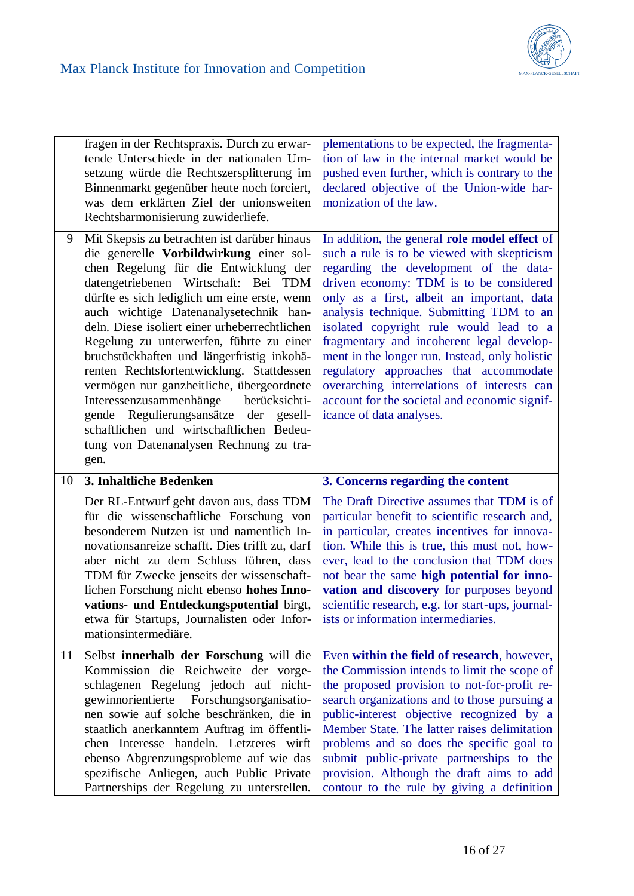| | | |
|---|---|---|
| | fragen in der Rechtspraxis. Durch zu erwartende Unterschiede in der nationalen Umsetzung würde die Rechtszersplitterung im Binnenmarkt gegenüber heute noch forciert, was dem erklärten Ziel der unionsweiten Rechtsharmonisierung zuwiderliefe. | plementations to be expected, the fragmentation of law in the internal market would be pushed even further, which is contrary to the declared objective of the Union-wide harmonization of the law. |
| 9 | Mit Skepsis zu betrachten ist darüber hinaus die generelle **Vorbildwirkung** einer solchen Regelung für die Entwicklung der datengetriebenen Wirtschaft: Bei TDM dürfte es sich lediglich um eine erste, wenn auch wichtige Datenanalysetechnik handeln. Diese isoliert einer urheberrechtlichen Regelung zu unterwerfen, führte zu einer bruchstückhaften und längerfristig inkohärenten Rechtsfortentwicklung. Stattdessen vermögen nur ganzheitliche, übergeordnete Interessenzusammenhänge berücksichtigende Regulierungsansätze der gesellschaftlichen und wirtschaftlichen Bedeutung von Datenanalysen Rechnung zu tragen. | In addition, the general **role model effect** of such a rule is to be viewed with skepticism regarding the development of the data-driven economy: TDM is to be considered only as a first, albeit an important, data analysis technique. Submitting TDM to an isolated copyright rule would lead to a fragmentary and incoherent legal development in the longer run. Instead, only holistic regulatory approaches that accommodate overarching interrelations of interests can account for the societal and economic significance of data analyses. |
| 10 | **3. Inhaltliche Bedenken**<br><br>Der RL-Entwurf geht davon aus, dass TDM für die wissenschaftliche Forschung von besonderem Nutzen ist und namentlich Innovationsanreize schafft. Dies trifft zu, darf aber nicht zu dem Schluss führen, dass TDM für Zwecke jenseits der wissenschaftlichen Forschung nicht ebenso **hohes Innovations- und Entdeckungspotential** birgt, etwa für Startups, Journalisten oder Informationsintermediäre. | **3. Concerns regarding the content**<br><br>The Draft Directive assumes that TDM is of particular benefit to scientific research and, in particular, creates incentives for innovation. While this is true, this must not, however, lead to the conclusion that TDM does not bear the same **high potential for innovation and discovery** for purposes beyond scientific research, e.g. for start-ups, journalists or information intermediaries. |
| 11 | Selbst **innerhalb der Forschung** will die Kommission die Reichweite der vorgeschlagenen Regelung jedoch auf nicht-gewinnorientierte Forschungsorganisationen sowie auf solche beschränken, die in staatlich anerkanntem Auftrag im öffentlichen Interesse handeln. Letzteres wirft ebenso Abgrenzungsprobleme auf wie das spezifische Anliegen, auch Public Private Partnerships der Regelung zu unterstellen. | Even **within the field of research**, however, the Commission intends to limit the scope of the proposed provision to not-for-profit research organizations and to those pursuing a public-interest objective recognized by a Member State. The latter raises delimitation problems and so does the specific goal to submit public-private partnerships to the provision. Although the draft aims to add contour to the rule by giving a definition |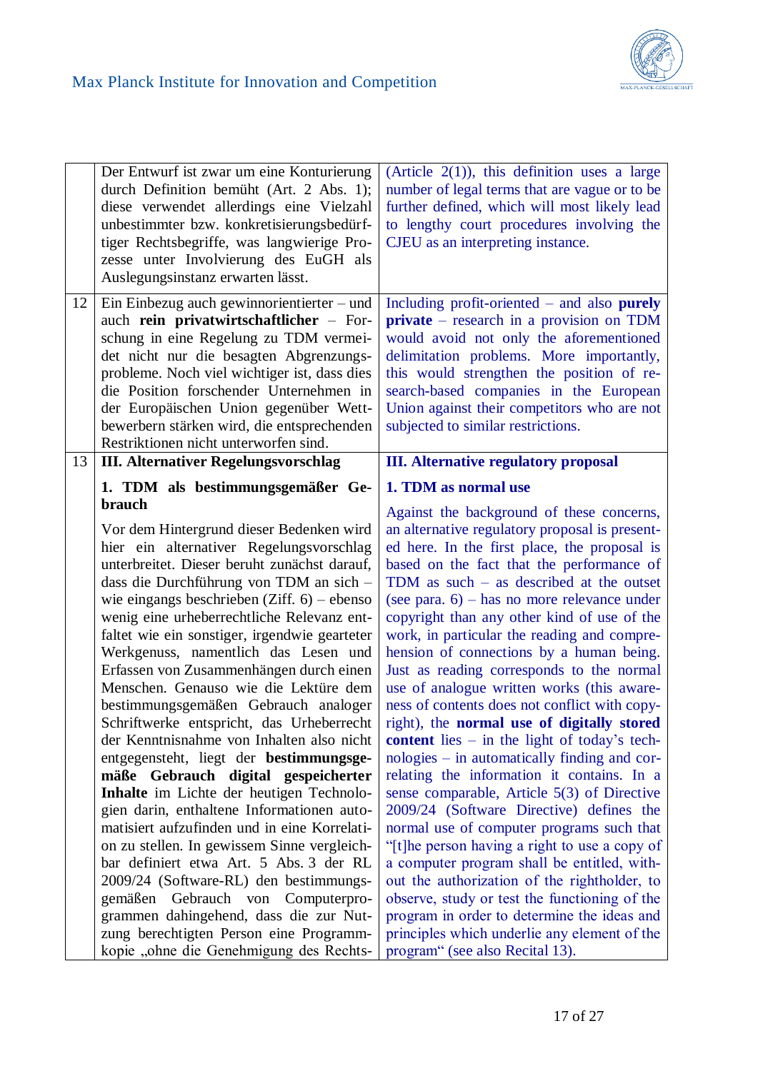| | | |
|---|---|---|
| | Der Entwurf ist zwar um eine Konturierung durch Definition bemüht (Art. 2 Abs. 1); diese verwendet allerdings eine Vielzahl unbestimmter bzw. konkretisierungsbedürftiger Rechtsbegriffe, was langwierige Prozesse unter Involvierung des EuGH als Auslegungsinstanz erwarten lässt. | (Article 2(1)), this definition uses a large number of legal terms that are vague or to be further defined, which will most likely lead to lengthy court procedures involving the CJEU as an interpreting instance. |
| 12 | Ein Einbezug auch gewinnorientierter – und auch **rein privatwirtschaftlicher** – Forschung in eine Regelung zu TDM vermeidet nicht nur die besagten Abgrenzungsprobleme. Noch viel wichtiger ist, dass dies die Position forschender Unternehmen in der Europäischen Union gegenüber Wettbewerbern stärken wird, die entsprechenden Restriktionen nicht unterworfen sind. | Including profit-oriented – and also **purely private** – research in a provision on TDM would avoid not only the aforementioned delimitation problems. More importantly, this would strengthen the position of research-based companies in the European Union against their competitors who are not subjected to similar restrictions. |
| 13 | **III. Alternativer Regelungsvorschlag**<br><br>**1. TDM als bestimmungsgemäßer Gebrauch**<br><br>Vor dem Hintergrund dieser Bedenken wird hier ein alternativer Regelungsvorschlag unterbreitet. Dieser beruht zunächst darauf, dass die Durchführung von TDM an sich – wie eingangs beschrieben (Ziff. 6) – ebenso wenig eine urheberrechtliche Relevanz entfaltet wie ein sonstiger, irgendwie gearteter Werkgenuss, namentlich das Lesen und Erfassen von Zusammenhängen durch einen Menschen. Genauso wie die Lektüre dem bestimmungsgemäßen Gebrauch analoger Schriftwerke entspricht, das Urheberrecht der Kenntnisnahme von Inhalten also nicht entgegensteht, liegt der **bestimmungsgemäße Gebrauch digital gespeicherter Inhalte** im Lichte der heutigen Technologien darin, enthaltene Informationen automatisiert aufzufinden und in eine Korrelation zu stellen. In gewissem Sinne vergleichbar definiert etwa Art. 5 Abs. 3 der RL 2009/24 (Software-RL) den bestimmungsgemäßen Gebrauch von Computerprogrammen dahingehend, dass die zur Nutzung berechtigten Person eine Programmkopie „ohne die Genehmigung des Rechts- | **III. Alternative regulatory proposal**<br><br>**1. TDM as normal use**<br><br>Against the background of these concerns, an alternative regulatory proposal is presented here. In the first place, the proposal is based on the fact that the performance of TDM as such – as described at the outset (see para. 6) – has no more relevance under copyright than any other kind of use of the work, in particular the reading and comprehension of connections by a human being. Just as reading corresponds to the normal use of analogue written works (this awareness of contents does not conflict with copyright), the **normal use of digitally stored content** lies – in the light of today's technologies – in automatically finding and correlating the information it contains. In a sense comparable, Article 5(3) of Directive 2009/24 (Software Directive) defines the normal use of computer programs such that "[t]he person having a right to use a copy of a computer program shall be entitled, without the authorization of the rightholder, to observe, study or test the functioning of the program in order to determine the ideas and principles which underlie any element of the program" (see also Recital 13). |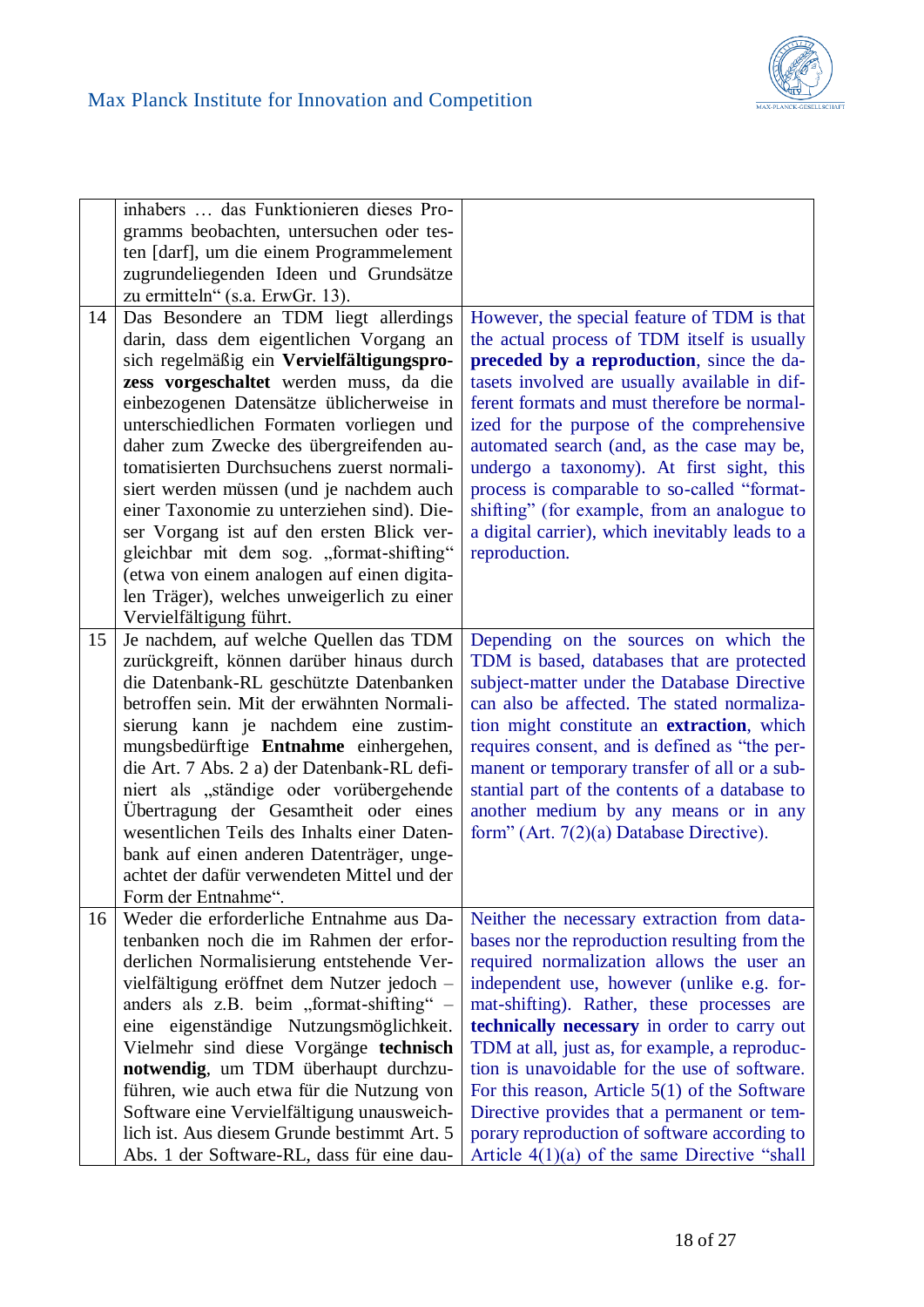| | | |
|---|---|---|
| | inhabers … das Funktionieren dieses Programms beobachten, untersuchen oder testen [darf], um die einem Programmelement zugrundeliegenden Ideen und Grundsätze zu ermitteln“ (s.a. ErwGr. 13). | |
| 14 | Das Besondere an TDM liegt allerdings darin, dass dem eigentlichen Vorgang an sich regelmäßig ein **Vervielfältigungsprozess vorgeschaltet** werden muss, da die einbezogenen Datensätze üblicherweise in unterschiedlichen Formaten vorliegen und daher zum Zwecke des übergreifenden automatisierten Durchsuchens zuerst normalisiert werden müssen (und je nachdem auch einer Taxonomie zu unterziehen sind). Dieser Vorgang ist auf den ersten Blick vergleichbar mit dem sog. „format-shifting“ (etwa von einem analogen auf einen digitalen Träger), welches unweigerlich zu einer Vervielfältigung führt. | However, the special feature of TDM is that the actual process of TDM itself is usually **preceded by a reproduction**, since the datasets involved are usually available in different formats and must therefore be normalized for the purpose of the comprehensive automated search (and, as the case may be, undergo a taxonomy). At first sight, this process is comparable to so-called “format-shifting” (for example, from an analogue to a digital carrier), which inevitably leads to a reproduction. |
| 15 | Je nachdem, auf welche Quellen das TDM zurückgreift, können darüber hinaus durch die Datenbank-RL geschützte Datenbanken betroffen sein. Mit der erwähnten Normalisierung kann je nachdem eine zustimmungsbedürftige **Entnahme** einhergehen, die Art. 7 Abs. 2 a) der Datenbank-RL definiert als „ständige oder vorübergehende Übertragung der Gesamtheit oder eines wesentlichen Teils des Inhalts einer Datenbank auf einen anderen Datenträger, ungeachtet der dafür verwendeten Mittel und der Form der Entnahme“. | Depending on the sources on which the TDM is based, databases that are protected subject-matter under the Database Directive can also be affected. The stated normalization might constitute an **extraction**, which requires consent, and is defined as “the permanent or temporary transfer of all or a substantial part of the contents of a database to another medium by any means or in any form” (Art. 7(2)(a) Database Directive). |
| 16 | Weder die erforderliche Entnahme aus Datenbanken noch die im Rahmen der erforderlichen Normalisierung entstehende Vervielfältigung eröffnet dem Nutzer jedoch – anders als z.B. beim „format-shifting“ – eine eigenständige Nutzungsmöglichkeit. Vielmehr sind diese Vorgänge **technisch notwendig**, um TDM überhaupt durchzuführen, wie auch etwa für die Nutzung von Software eine Vervielfältigung unausweichlich ist. Aus diesem Grunde bestimmt Art. 5 Abs. 1 der Software-RL, dass für eine dau- | Neither the necessary extraction from databases nor the reproduction resulting from the required normalization allows the user an independent use, however (unlike e.g. format-shifting). Rather, these processes are **technically necessary** in order to carry out TDM at all, just as, for example, a reproduction is unavoidable for the use of software. For this reason, Article 5(1) of the Software Directive provides that a permanent or temporary reproduction of software according to Article 4(1)(a) of the same Directive “shall |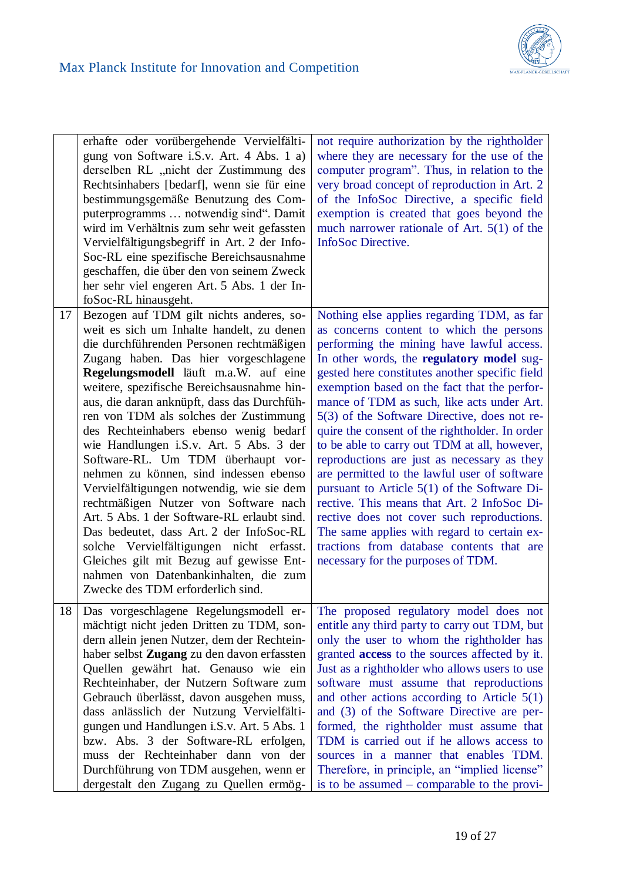| | | |
|---|---|---|
| | erhafte oder vorübergehende Vervielfältigung von Software i.S.v. Art. 4 Abs. 1 a) derselben RL „nicht der Zustimmung des Rechtsinhabers [bedarf], wenn sie für eine bestimmungsgemäße Benutzung des Computerprogramms … notwendig sind". Damit wird im Verhältnis zum sehr weit gefassten Vervielfältigungsbegriff in Art. 2 der InfoSoc-RL eine spezifische Bereichsausnahme geschaffen, die über den von seinem Zweck her sehr viel engeren Art. 5 Abs. 1 der InfoSoc-RL hinausgeht. | not require authorization by the rightholder where they are necessary for the use of the computer program". Thus, in relation to the very broad concept of reproduction in Art. 2 of the InfoSoc Directive, a specific field exemption is created that goes beyond the much narrower rationale of Art. 5(1) of the InfoSoc Directive. |
| 17 | Bezogen auf TDM gilt nichts anderes, soweit es sich um Inhalte handelt, zu denen die durchführenden Personen rechtmäßigen Zugang haben. Das hier vorgeschlagene **Regelungsmodell** läuft m.a.W. auf eine weitere, spezifische Bereichsausnahme hinaus, die daran anknüpft, dass das Durchführen von TDM als solches der Zustimmung des Rechteinhabers ebenso wenig bedarf wie Handlungen i.S.v. Art. 5 Abs. 3 der Software-RL. Um TDM überhaupt vornehmen zu können, sind indessen ebenso Vervielfältigungen notwendig, wie sie dem rechtmäßigen Nutzer von Software nach Art. 5 Abs. 1 der Software-RL erlaubt sind. Das bedeutet, dass Art. 2 der InfoSoc-RL solche Vervielfältigungen nicht erfasst. Gleiches gilt mit Bezug auf gewisse Entnahmen von Datenbankinhalten, die zum Zwecke des TDM erforderlich sind. | Nothing else applies regarding TDM, as far as concerns content to which the persons performing the mining have lawful access. In other words, the **regulatory model** suggested here constitutes another specific field exemption based on the fact that the performance of TDM as such, like acts under Art. 5(3) of the Software Directive, does not require the consent of the rightholder. In order to be able to carry out TDM at all, however, reproductions are just as necessary as they are permitted to the lawful user of software pursuant to Article 5(1) of the Software Directive. This means that Art. 2 InfoSoc Directive does not cover such reproductions. The same applies with regard to certain extractions from database contents that are necessary for the purposes of TDM. |
| 18 | Das vorgeschlagene Regelungsmodell ermächtigt nicht jeden Dritten zu TDM, sondern allein jenen Nutzer, dem der Rechteinhaber selbst **Zugang** zu den davon erfassten Quellen gewährt hat. Genauso wie ein Rechteinhaber, der Nutzern Software zum Gebrauch überlässt, davon ausgehen muss, dass anlässlich der Nutzung Vervielfältigungen und Handlungen i.S.v. Art. 5 Abs. 1 bzw. Abs. 3 der Software-RL erfolgen, muss der Rechteinhaber dann von der Durchführung von TDM ausgehen, wenn er dergestalt den Zugang zu Quellen ermög- | The proposed regulatory model does not entitle any third party to carry out TDM, but only the user to whom the rightholder has granted **access** to the sources affected by it. Just as a rightholder who allows users to use software must assume that reproductions and other actions according to Article 5(1) and (3) of the Software Directive are performed, the rightholder must assume that TDM is carried out if he allows access to sources in a manner that enables TDM. Therefore, in principle, an "implied license" is to be assumed – comparable to the provi- |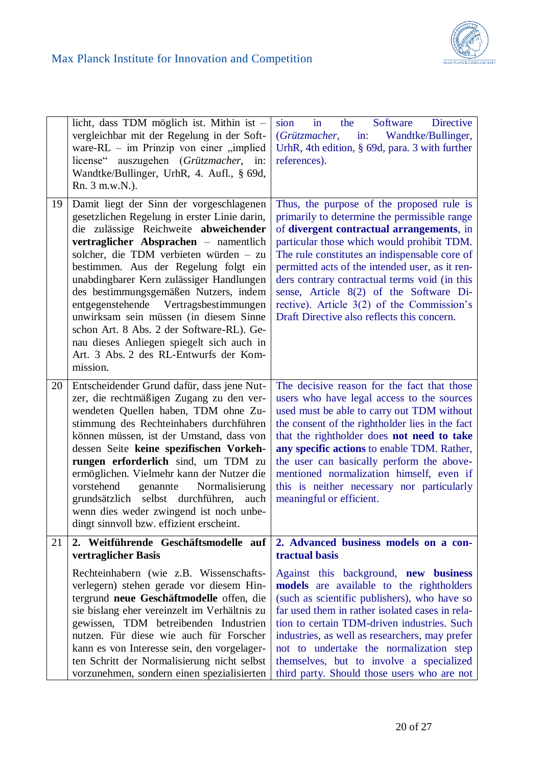| | | |
|---|---|---|
| | licht, dass TDM möglich ist. Mithin ist – vergleichbar mit der Regelung in der Software-RL – im Prinzip von einer „implied license" auszugehen (*Grützmacher*, in: Wandtke/Bullinger, UrhR, 4. Aufl., § 69d, Rn. 3 m.w.N.). | sion in the Software Directive (*Grützmacher*, in: Wandtke/Bullinger, UrhR, 4th edition, § 69d, para. 3 with further references). |
| 19 | Damit liegt der Sinn der vorgeschlagenen gesetzlichen Regelung in erster Linie darin, die zulässige Reichweite **abweichender vertraglicher Absprachen** – namentlich solcher, die TDM verbieten würden – zu bestimmen. Aus der Regelung folgt ein unabdingbarer Kern zulässiger Handlungen des bestimmungsgemäßen Nutzers, indem entgegenstehende Vertragsbestimmungen unwirksam sein müssen (in diesem Sinne schon Art. 8 Abs. 2 der Software-RL). Genau dieses Anliegen spiegelt sich auch in Art. 3 Abs. 2 des RL-Entwurfs der Kommission. | Thus, the purpose of the proposed rule is primarily to determine the permissible range of **divergent contractual arrangements**, in particular those which would prohibit TDM. The rule constitutes an indispensable core of permitted acts of the intended user, as it renders contrary contractual terms void (in this sense, Article 8(2) of the Software Directive). Article 3(2) of the Commission's Draft Directive also reflects this concern. |
| 20 | Entscheidender Grund dafür, dass jene Nutzer, die rechtmäßigen Zugang zu den verwendeten Quellen haben, TDM ohne Zustimmung des Rechteinhabers durchführen können müssen, ist der Umstand, dass von dessen Seite **keine spezifischen Vorkehrungen erforderlich** sind, um TDM zu ermöglichen. Vielmehr kann der Nutzer die vorstehend genannte Normalisierung grundsätzlich selbst durchführen, auch wenn dies weder zwingend ist noch unbedingt sinnvoll bzw. effizient erscheint. | The decisive reason for the fact that those users who have legal access to the sources used must be able to carry out TDM without the consent of the rightholder lies in the fact that the rightholder does **not need to take any specific actions** to enable TDM. Rather, the user can basically perform the above-mentioned normalization himself, even if this is neither necessary nor particularly meaningful or efficient. |
| 21 | **2. Weiterführende Geschäftsmodelle auf vertraglicher Basis**<br><br>Rechteinhabern (wie z.B. Wissenschaftsverlegern) stehen gerade vor diesem Hintergrund **neue Geschäftmodelle** offen, die sie bislang eher vereinzelt im Verhältnis zu gewissen, TDM betreibenden Industrien nutzen. Für diese wie auch für Forscher kann es von Interesse sein, den vorgelagerten Schritt der Normalisierung nicht selbst vorzunehmen, sondern einen spezialisierten | **2. Advanced business models on a contractual basis**<br><br>Against this background, **new business models** are available to the rightholders (such as scientific publishers), who have so far used them in rather isolated cases in relation to certain TDM-driven industries. Such industries, as well as researchers, may prefer not to undertake the normalization step themselves, but to involve a specialized third party. Should those users who are not |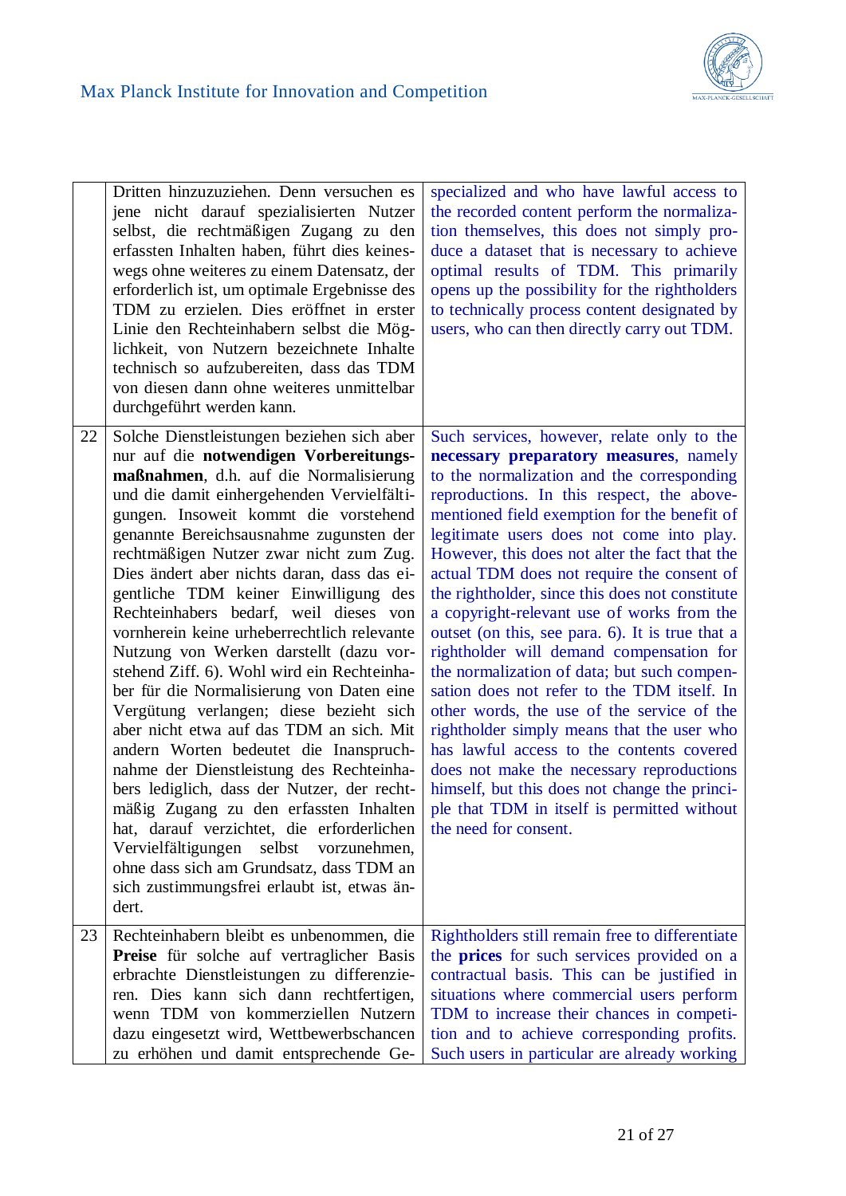|  |  |  |
|---|---|---|
|  | Dritten hinzuzuziehen. Denn versuchen es jene nicht darauf spezialisierten Nutzer selbst, die rechtmäßigen Zugang zu den erfassten Inhalten haben, führt dies keineswegs ohne weiteres zu einem Datensatz, der erforderlich ist, um optimale Ergebnisse des TDM zu erzielen. Dies eröffnet in erster Linie den Rechteinhabern selbst die Möglichkeit, von Nutzern bezeichnete Inhalte technisch so aufzubereiten, dass das TDM von diesen dann ohne weiteres unmittelbar durchgeführt werden kann. | specialized and who have lawful access to the recorded content perform the normalization themselves, this does not simply produce a dataset that is necessary to achieve optimal results of TDM. This primarily opens up the possibility for the rightholders to technically process content designated by users, who can then directly carry out TDM. |
| 22 | Solche Dienstleistungen beziehen sich aber nur auf die **notwendigen Vorbereitungsmaßnahmen**, d.h. auf die Normalisierung und die damit einhergehenden Vervielfältigungen. Insoweit kommt die vorstehend genannte Bereichsausnahme zugunsten der rechtmäßigen Nutzer zwar nicht zum Zug. Dies ändert aber nichts daran, dass das eigentliche TDM keiner Einwilligung des Rechteinhabers bedarf, weil dieses von vornherein keine urheberrechtlich relevante Nutzung von Werken darstellt (dazu vorstehend Ziff. 6). Wohl wird ein Rechteinhaber für die Normalisierung von Daten eine Vergütung verlangen; diese bezieht sich aber nicht etwa auf das TDM an sich. Mit andern Worten bedeutet die Inanspruchnahme der Dienstleistung des Rechteinhabers lediglich, dass der Nutzer, der rechtmäßig Zugang zu den erfassten Inhalten hat, darauf verzichtet, die erforderlichen Vervielfältigungen selbst vorzunehmen, ohne dass sich am Grundsatz, dass TDM an sich zustimmungsfrei erlaubt ist, etwas ändert. | Such services, however, relate only to the **necessary preparatory measures**, namely to the normalization and the corresponding reproductions. In this respect, the above-mentioned field exemption for the benefit of legitimate users does not come into play. However, this does not alter the fact that the actual TDM does not require the consent of the rightholder, since this does not constitute a copyright-relevant use of works from the outset (on this, see para. 6). It is true that a rightholder will demand compensation for the normalization of data; but such compensation does not refer to the TDM itself. In other words, the use of the service of the rightholder simply means that the user who has lawful access to the contents covered does not make the necessary reproductions himself, but this does not change the principle that TDM in itself is permitted without the need for consent. |
| 23 | Rechteinhabern bleibt es unbenommen, die **Preise** für solche auf vertraglicher Basis erbrachte Dienstleistungen zu differenzieren. Dies kann sich dann rechtfertigen, wenn TDM von kommerziellen Nutzern dazu eingesetzt wird, Wettbewerbschancen zu erhöhen und damit entsprechende Ge- | Rightholders still remain free to differentiate the **prices** for such services provided on a contractual basis. This can be justified in situations where commercial users perform TDM to increase their chances in competition and to achieve corresponding profits. Such users in particular are already working |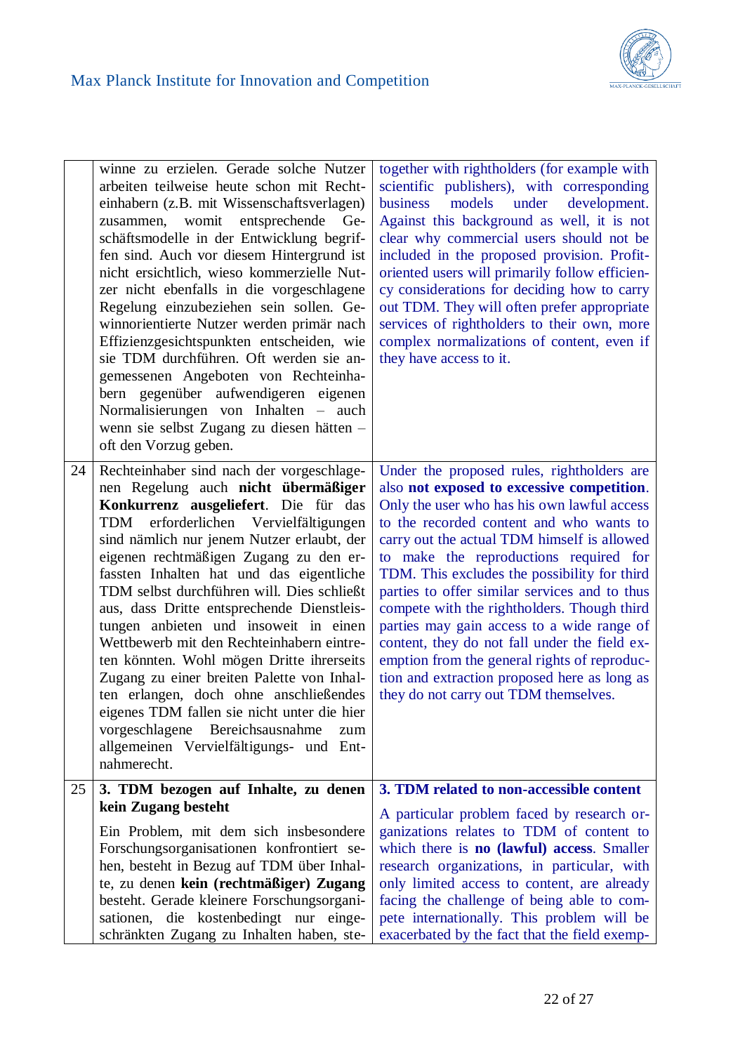| | | |
|---|---|---|
| | winne zu erzielen. Gerade solche Nutzer arbeiten teilweise heute schon mit Rechteinhabern (z.B. mit Wissenschaftsverlagen) zusammen, womit entsprechende Geschäftsmodelle in der Entwicklung begriffen sind. Auch vor diesem Hintergrund ist nicht ersichtlich, wieso kommerzielle Nutzer nicht ebenfalls in die vorgeschlagene Regelung einzubeziehen sein sollen. Gewinnorientierte Nutzer werden primär nach Effizienzgesichtspunkten entscheiden, wie sie TDM durchführen. Oft werden sie angemessenen Angeboten von Rechteinhabern gegenüber aufwendigeren eigenen Normalisierungen von Inhalten – auch wenn sie selbst Zugang zu diesen hätten – oft den Vorzug geben. | together with rightholders (for example with scientific publishers), with corresponding business models under development. Against this background as well, it is not clear why commercial users should not be included in the proposed provision. Profit-oriented users will primarily follow efficiency considerations for deciding how to carry out TDM. They will often prefer appropriate services of rightholders to their own, more complex normalizations of content, even if they have access to it. |
| 24 | Rechteinhaber sind nach der vorgeschlagenen Regelung auch **nicht übermäßiger Konkurrenz ausgeliefert**. Die für das TDM erforderlichen Vervielfältigungen sind nämlich nur jenem Nutzer erlaubt, der eigenen rechtmäßigen Zugang zu den erfassten Inhalten hat und das eigentliche TDM selbst durchführen will. Dies schließt aus, dass Dritte entsprechende Dienstleistungen anbieten und insoweit in einen Wettbewerb mit den Rechteinhabern eintreten könnten. Wohl mögen Dritte ihrerseits Zugang zu einer breiten Palette von Inhalten erlangen, doch ohne anschließendes eigenes TDM fallen sie nicht unter die hier vorgeschlagene Bereichsausnahme zum allgemeinen Vervielfältigungs- und Entnahmerecht. | Under the proposed rules, rightholders are also **not exposed to excessive competition**. Only the user who has his own lawful access to the recorded content and who wants to carry out the actual TDM himself is allowed to make the reproductions required for TDM. This excludes the possibility for third parties to offer similar services and to thus compete with the rightholders. Though third parties may gain access to a wide range of content, they do not fall under the field exemption from the general rights of reproduction and extraction proposed here as long as they do not carry out TDM themselves. |
| 25 | **3. TDM bezogen auf Inhalte, zu denen kein Zugang besteht**<br><br>Ein Problem, mit dem sich insbesondere Forschungsorganisationen konfrontiert sehen, besteht in Bezug auf TDM über Inhalte, zu denen **kein (rechtmäßiger) Zugang** besteht. Gerade kleinere Forschungsorganisationen, die kostenbedingt nur eingeschränkten Zugang zu Inhalten haben, ste- | **3. TDM related to non-accessible content**<br><br>A particular problem faced by research organizations relates to TDM of content to which there is **no (lawful) access**. Smaller research organizations, in particular, with only limited access to content, are already facing the challenge of being able to compete internationally. This problem will be exacerbated by the fact that the field exemp- |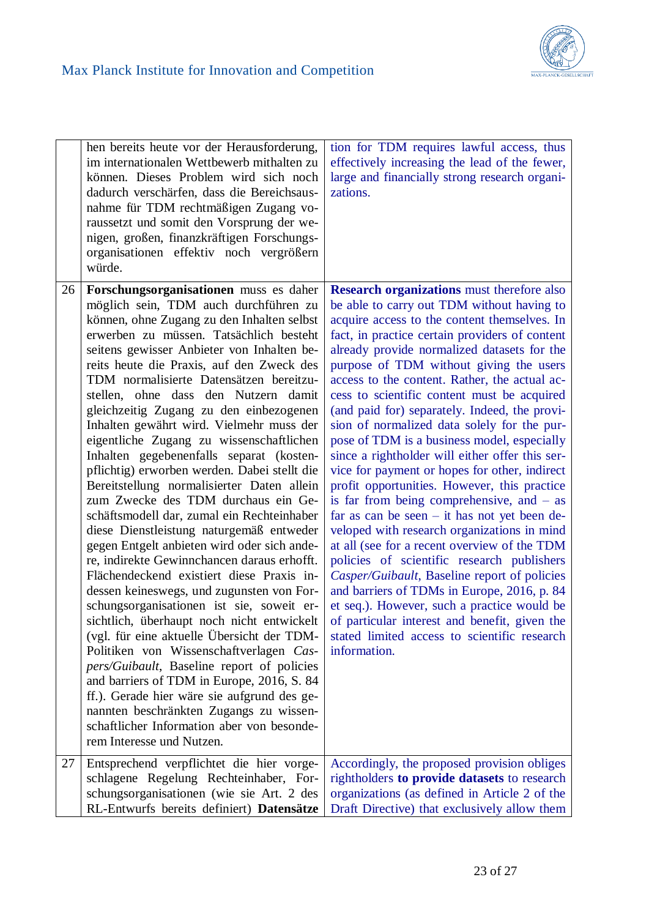| | | |
|---|---|---|
| | hen bereits heute vor der Herausforderung, im internationalen Wettbewerb mithalten zu können. Dieses Problem wird sich noch dadurch verschärfen, dass die Bereichsausnahme für TDM rechtmäßigen Zugang voraussetzt und somit den Vorsprung der wenigen, großen, finanzkräftigen Forschungsorganisationen effektiv noch vergrößern würde. | tion for TDM requires lawful access, thus effectively increasing the lead of the fewer, large and financially strong research organizations. |
| 26 | **Forschungsorganisationen** muss es daher möglich sein, TDM auch durchführen zu können, ohne Zugang zu den Inhalten selbst erwerben zu müssen. Tatsächlich besteht seitens gewisser Anbieter von Inhalten bereits heute die Praxis, auf den Zweck des TDM normalisierte Datensätzen bereitzustellen, ohne dass den Nutzern damit gleichzeitig Zugang zu den einbezogenen Inhalten gewährt wird. Vielmehr muss der eigentliche Zugang zu wissenschaftlichen Inhalten gegebenenfalls separat (kostenpflichtig) erworben werden. Dabei stellt die Bereitstellung normalisierter Daten allein zum Zwecke des TDM durchaus ein Geschäftsmodell dar, zumal ein Rechteinhaber diese Dienstleistung naturgemäß entweder gegen Entgelt anbieten wird oder sich andere, indirekte Gewinnchancen daraus erhofft. Flächendeckend existiert diese Praxis indessen keineswegs, und zugunsten von Forschungsorganisationen ist sie, soweit ersichtlich, überhaupt noch nicht entwickelt (vgl. für eine aktuelle Übersicht der TDM-Politiken von Wissenschaftverlagen *Caspers/Guibault*, Baseline report of policies and barriers of TDM in Europe, 2016, S. 84 ff.). Gerade hier wäre sie aufgrund des genannten beschränkten Zugangs zu wissenschaftlicher Information aber von besonderem Interesse und Nutzen. | **Research organizations** must therefore also be able to carry out TDM without having to acquire access to the content themselves. In fact, in practice certain providers of content already provide normalized datasets for the purpose of TDM without giving the users access to the content. Rather, the actual access to scientific content must be acquired (and paid for) separately. Indeed, the provision of normalized data solely for the purpose of TDM is a business model, especially since a rightholder will either offer this service for payment or hopes for other, indirect profit opportunities. However, this practice is far from being comprehensive, and – as far as can be seen – it has not yet been developed with research organizations in mind at all (see for a recent overview of the TDM policies of scientific research publishers *Casper/Guibault*, Baseline report of policies and barriers of TDMs in Europe, 2016, p. 84 et seq.). However, such a practice would be of particular interest and benefit, given the stated limited access to scientific research information. |
| 27 | Entsprechend verpflichtet die hier vorgeschlagene Regelung Rechteinhaber, Forschungsorganisationen (wie sie Art. 2 des RL-Entwurfs bereits definiert) **Datensätze** | Accordingly, the proposed provision obliges rightholders **to provide datasets** to research organizations (as defined in Article 2 of the Draft Directive) that exclusively allow them |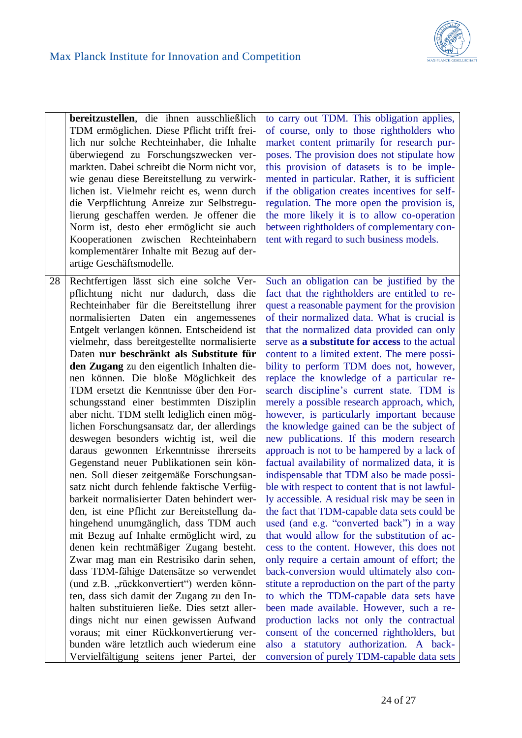| | | |
|---|---|---|
| | **bereitzustellen**, die ihnen ausschließlich TDM ermöglichen. Diese Pflicht trifft freilich nur solche Rechteinhaber, die Inhalte überwiegend zu Forschungszwecken vermarkten. Dabei schreibt die Norm nicht vor, wie genau diese Bereitstellung zu verwirklichen ist. Vielmehr reicht es, wenn durch die Verpflichtung Anreize zur Selbstregulierung geschaffen werden. Je offener die Norm ist, desto eher ermöglicht sie auch Kooperationen zwischen Rechteinhabern komplementärer Inhalte mit Bezug auf derartige Geschäftsmodelle. | to carry out TDM. This obligation applies, of course, only to those rightholders who market content primarily for research purposes. The provision does not stipulate how this provision of datasets is to be implemented in particular. Rather, it is sufficient if the obligation creates incentives for self-regulation. The more open the provision is, the more likely it is to allow co-operation between rightholders of complementary content with regard to such business models. |
| 28 | Rechtfertigen lässt sich eine solche Verpflichtung nicht nur dadurch, dass die Rechteinhaber für die Bereitstellung ihrer normalisierten Daten ein angemessenes Entgelt verlangen können. Entscheidend ist vielmehr, dass bereitgestellte normalisierte Daten **nur beschränkt als Substitute für den Zugang** zu den eigentlich Inhalten dienen können. Die bloße Möglichkeit des TDM ersetzt die Kenntnisse über den Forschungsstand einer bestimmten Disziplin aber nicht. TDM stellt lediglich einen möglichen Forschungsansatz dar, der allerdings deswegen besonders wichtig ist, weil die daraus gewonnen Erkenntnisse ihrerseits Gegenstand neuer Publikationen sein können. Soll dieser zeitgemäße Forschungsansatz nicht durch fehlende faktische Verfügbarkeit normalisierter Daten behindert werden, ist eine Pflicht zur Bereitstellung dahingehend unumgänglich, dass TDM auch mit Bezug auf Inhalte ermöglicht wird, zu denen kein rechtmäßiger Zugang besteht. Zwar mag man ein Restrisiko darin sehen, dass TDM-fähige Datensätze so verwendet (und z.B. „rückkonvertiert“) werden könnten, dass sich damit der Zugang zu den Inhalten substituieren ließe. Dies setzt allerdings nicht nur einen gewissen Aufwand voraus; mit einer Rückkonvertierung verbunden wäre letztlich auch wiederum eine Vervielfältigung seitens jener Partei, der | Such an obligation can be justified by the fact that the rightholders are entitled to request a reasonable payment for the provision of their normalized data. What is crucial is that the normalized data provided can only serve as **a substitute for access** to the actual content to a limited extent. The mere possibility to perform TDM does not, however, replace the knowledge of a particular research discipline's current state. TDM is merely a possible research approach, which, however, is particularly important because the knowledge gained can be the subject of new publications. If this modern research approach is not to be hampered by a lack of factual availability of normalized data, it is indispensable that TDM also be made possible with respect to content that is not lawfully accessible. A residual risk may be seen in the fact that TDM-capable data sets could be used (and e.g. "converted back") in a way that would allow for the substitution of access to the content. However, this does not only require a certain amount of effort; the back-conversion would ultimately also constitute a reproduction on the part of the party to which the TDM-capable data sets have been made available. However, such a reproduction lacks not only the contractual consent of the concerned rightholders, but also a statutory authorization. A back-conversion of purely TDM-capable data sets |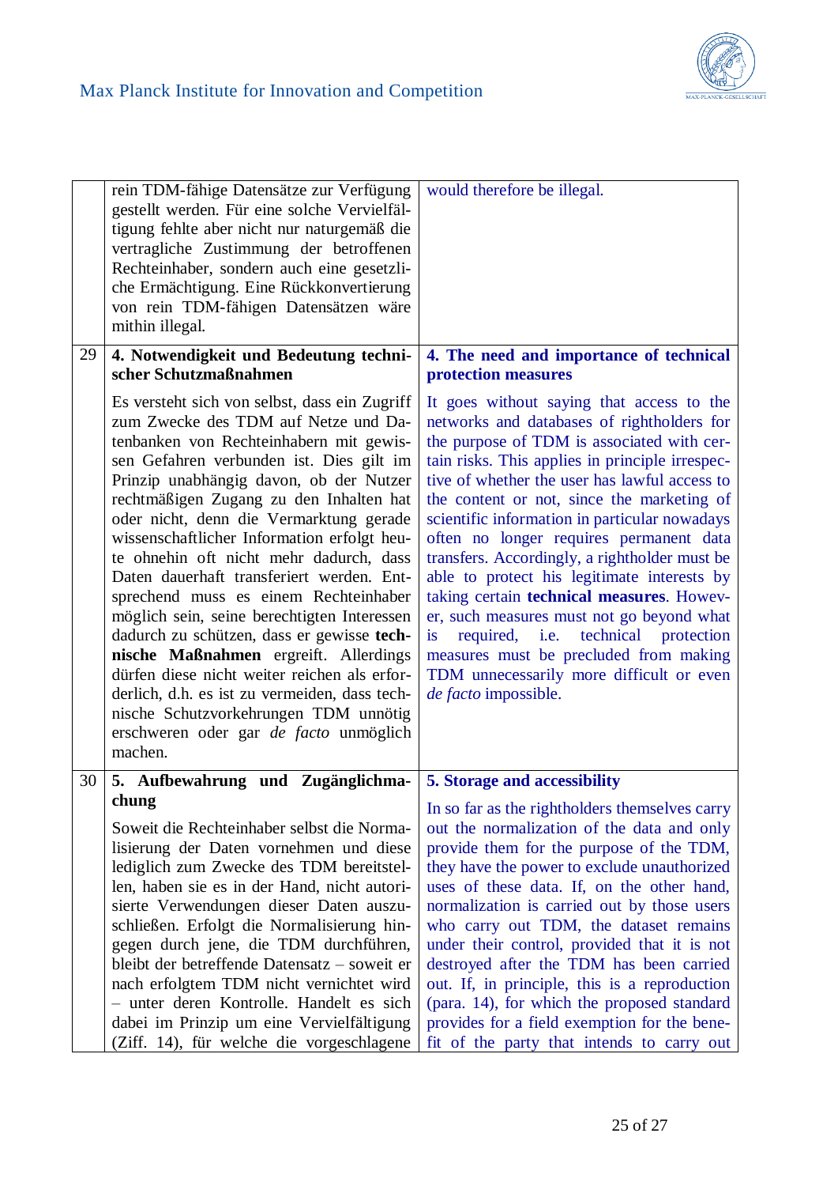| | | |
|---|---|---|
| | rein TDM-fähige Datensätze zur Verfügung gestellt werden. Für eine solche Vervielfältigung fehlte aber nicht nur naturgemäß die vertragliche Zustimmung der betroffenen Rechteinhaber, sondern auch eine gesetzliche Ermächtigung. Eine Rückkonvertierung von rein TDM-fähigen Datensätzen wäre mithin illegal. | would therefore be illegal. |
| 29 | **4. Notwendigkeit und Bedeutung technischer Schutzmaßnahmen**<br><br>Es versteht sich von selbst, dass ein Zugriff zum Zwecke des TDM auf Netze und Datenbanken von Rechteinhabern mit gewissen Gefahren verbunden ist. Dies gilt im Prinzip unabhängig davon, ob der Nutzer rechtmäßigen Zugang zu den Inhalten hat oder nicht, denn die Vermarktung gerade wissenschaftlicher Information erfolgt heute ohnehin oft nicht mehr dadurch, dass Daten dauerhaft transferiert werden. Entsprechend muss es einem Rechteinhaber möglich sein, seine berechtigten Interessen dadurch zu schützen, dass er gewisse **technische Maßnahmen** ergreift. Allerdings dürfen diese nicht weiter reichen als erforderlich, d.h. es ist zu vermeiden, dass technische Schutzvorkehrungen TDM unnötig erschweren oder gar *de facto* unmöglich machen. | **4. The need and importance of technical protection measures**<br><br>It goes without saying that access to the networks and databases of rightholders for the purpose of TDM is associated with certain risks. This applies in principle irrespective of whether the user has lawful access to the content or not, since the marketing of scientific information in particular nowadays often no longer requires permanent data transfers. Accordingly, a rightholder must be able to protect his legitimate interests by taking certain **technical measures**. However, such measures must not go beyond what is required, i.e. technical protection measures must be precluded from making TDM unnecessarily more difficult or even *de facto* impossible. |
| 30 | **5. Aufbewahrung und Zugänglichmachung**<br><br>Soweit die Rechteinhaber selbst die Normalisierung der Daten vornehmen und diese lediglich zum Zwecke des TDM bereitstellen, haben sie es in der Hand, nicht autorisierte Verwendungen dieser Daten auszuschließen. Erfolgt die Normalisierung hingegen durch jene, die TDM durchführen, bleibt der betreffende Datensatz – soweit er nach erfolgtem TDM nicht vernichtet wird – unter deren Kontrolle. Handelt es sich dabei im Prinzip um eine Vervielfältigung (Ziff. 14), für welche die vorgeschlagene | **5. Storage and accessibility**<br><br>In so far as the rightholders themselves carry out the normalization of the data and only provide them for the purpose of the TDM, they have the power to exclude unauthorized uses of these data. If, on the other hand, normalization is carried out by those users who carry out TDM, the dataset remains under their control, provided that it is not destroyed after the TDM has been carried out. If, in principle, this is a reproduction (para. 14), for which the proposed standard provides for a field exemption for the benefit of the party that intends to carry out |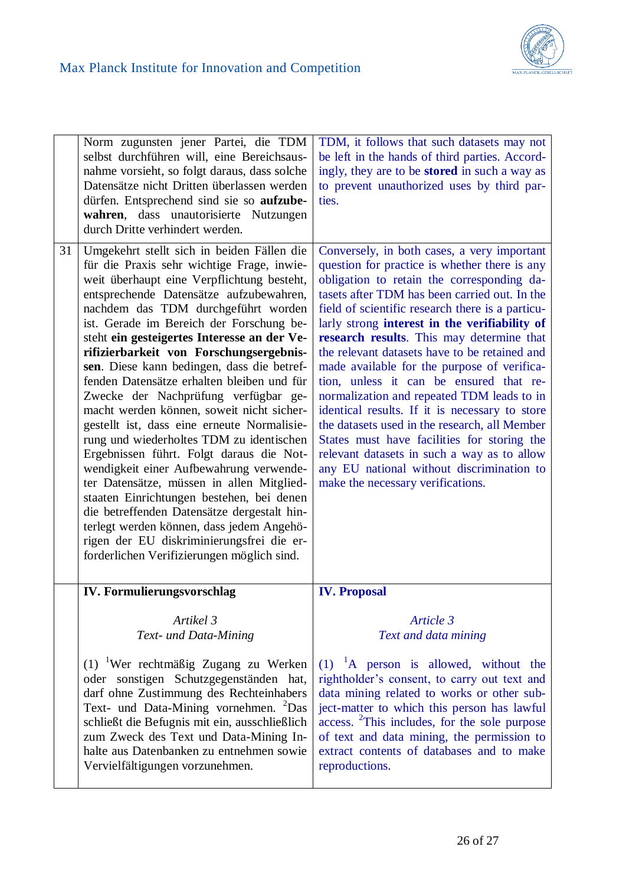| | | |
|---|---|---|
| | Norm zugunsten jener Partei, die TDM selbst durchführen will, eine Bereichsausnahme vorsieht, so folgt daraus, dass solche Datensätze nicht Dritten überlassen werden dürfen. Entsprechend sind sie so **aufzubewahren**, dass unautorisierte Nutzungen durch Dritte verhindert werden. | TDM, it follows that such datasets may not be left in the hands of third parties. Accordingly, they are to be **stored** in such a way as to prevent unauthorized uses by third parties. |
| 31 | Umgekehrt stellt sich in beiden Fällen die für die Praxis sehr wichtige Frage, inwieweit überhaupt eine Verpflichtung besteht, entsprechende Datensätze aufzubewahren, nachdem das TDM durchgeführt worden ist. Gerade im Bereich der Forschung besteht **ein gesteigertes Interesse an der Verifizierbarkeit von Forschungsergebnissen**. Diese kann bedingen, dass die betreffenden Datensätze erhalten bleiben und für Zwecke der Nachprüfung verfügbar gemacht werden können, soweit nicht sichergestellt ist, dass eine erneute Normalisierung und wiederholtes TDM zu identischen Ergebnissen führt. Folgt daraus die Notwendigkeit einer Aufbewahrung verwendeter Datensätze, müssen in allen Mitgliedstaaten Einrichtungen bestehen, bei denen die betreffenden Datensätze dergestalt hinterlegt werden können, dass jedem Angehörigen der EU diskriminierungsfrei die erforderlichen Verifizierungen möglich sind. | Conversely, in both cases, a very important question for practice is whether there is any obligation to retain the corresponding datasets after TDM has been carried out. In the field of scientific research there is a particularly strong **interest in the verifiability of research results**. This may determine that the relevant datasets have to be retained and made available for the purpose of verification, unless it can be ensured that renormalization and repeated TDM leads to in identical results. If it is necessary to store the datasets used in the research, all Member States must have facilities for storing the relevant datasets in such a way as to allow any EU national without discrimination to make the necessary verifications. |
| | **IV. Formulierungsvorschlag**<br><br>*Artikel 3*<br>*Text- und Data-Mining*<br><br>(1) [1]Wer rechtmäßig Zugang zu Werken oder sonstigen Schutzgegenständen hat, darf ohne Zustimmung des Rechteinhabers Text- und Data-Mining vornehmen. [2]Das schließt die Befugnis mit ein, ausschließlich zum Zweck des Text und Data-Mining Inhalte aus Datenbanken zu entnehmen sowie Vervielfältigungen vorzunehmen. | **IV. Proposal**<br><br>*Article 3*<br>*Text and data mining*<br><br>(1) [1]A person is allowed, without the rightholder's consent, to carry out text and data mining related to works or other subject-matter to which this person has lawful access. [2]This includes, for the sole purpose of text and data mining, the permission to extract contents of databases and to make reproductions. |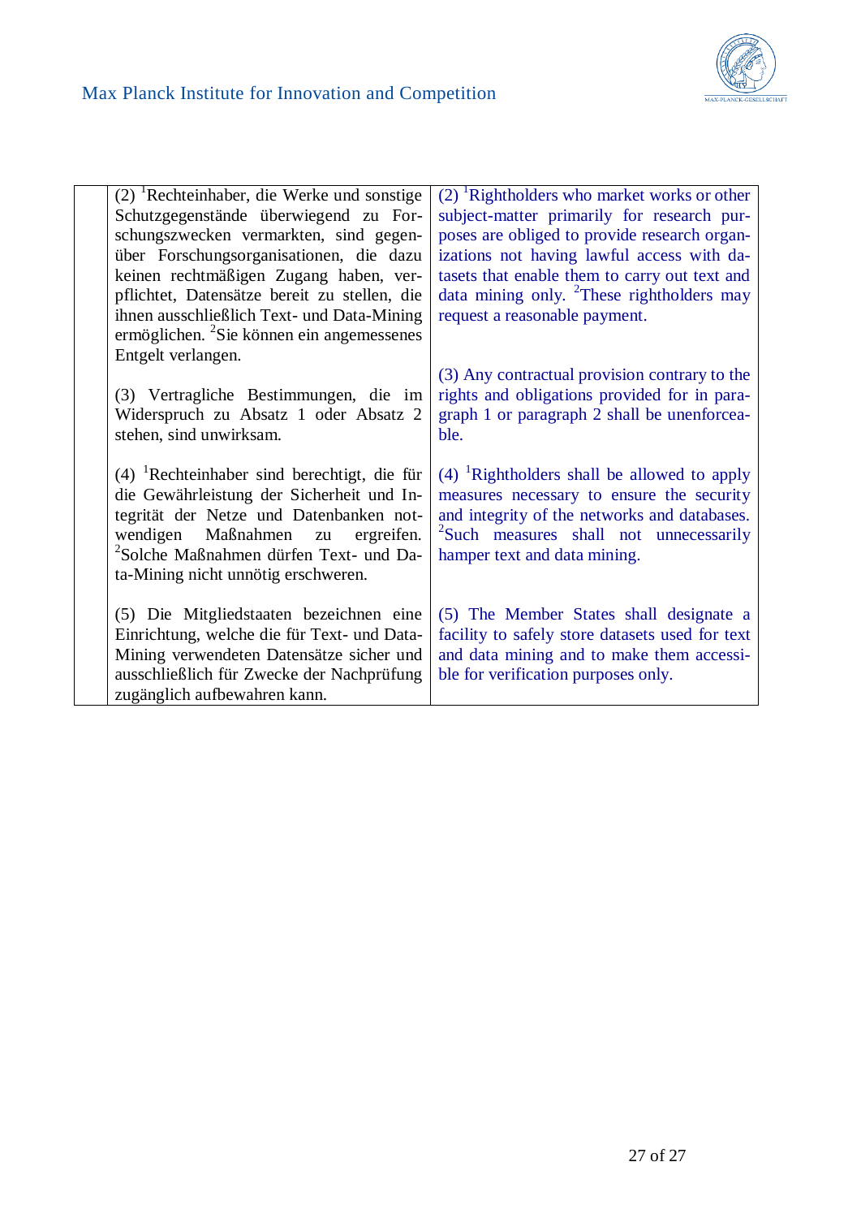| | | |
|---|---|---|
| | (2) [1]Rechteinhaber, die Werke und sonstige Schutzgegenstände überwiegend zu Forschungszwecken vermarkten, sind gegenüber Forschungsorganisationen, die dazu keinen rechtmäßigen Zugang haben, verpflichtet, Datensätze bereit zu stellen, die ihnen ausschließlich Text- und Data-Mining ermöglichen. [2]Sie können ein angemessenes Entgelt verlangen. | (2) [1]Rightholders who market works or other subject-matter primarily for research purposes are obliged to provide research organizations not having lawful access with datasets that enable them to carry out text and data mining only. [2]These rightholders may request a reasonable payment. |
| | (3) Vertragliche Bestimmungen, die im Widerspruch zu Absatz 1 oder Absatz 2 stehen, sind unwirksam. | (3) Any contractual provision contrary to the rights and obligations provided for in paragraph 1 or paragraph 2 shall be unenforceable. |
| | (4) [1]Rechteinhaber sind berechtigt, die für die Gewährleistung der Sicherheit und Integrität der Netze und Datenbanken notwendigen Maßnahmen zu ergreifen. [2]Solche Maßnahmen dürfen Text- und Data-Mining nicht unnötig erschweren. | (4) [1]Rightholders shall be allowed to apply measures necessary to ensure the security and integrity of the networks and databases. [2]Such measures shall not unnecessarily hamper text and data mining. |
| | (5) Die Mitgliedstaaten bezeichnen eine Einrichtung, welche die für Text- und Data-Mining verwendeten Datensätze sicher und ausschließlich für Zwecke der Nachprüfung zugänglich aufbewahren kann. | (5) The Member States shall designate a facility to safely store datasets used for text and data mining and to make them accessible for verification purposes only. |